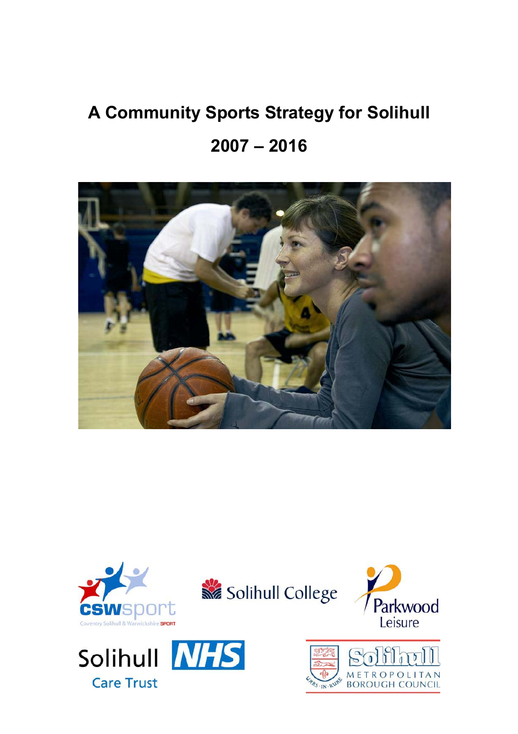# A Community Sports Strategy for Solihull

# 2007 – 2016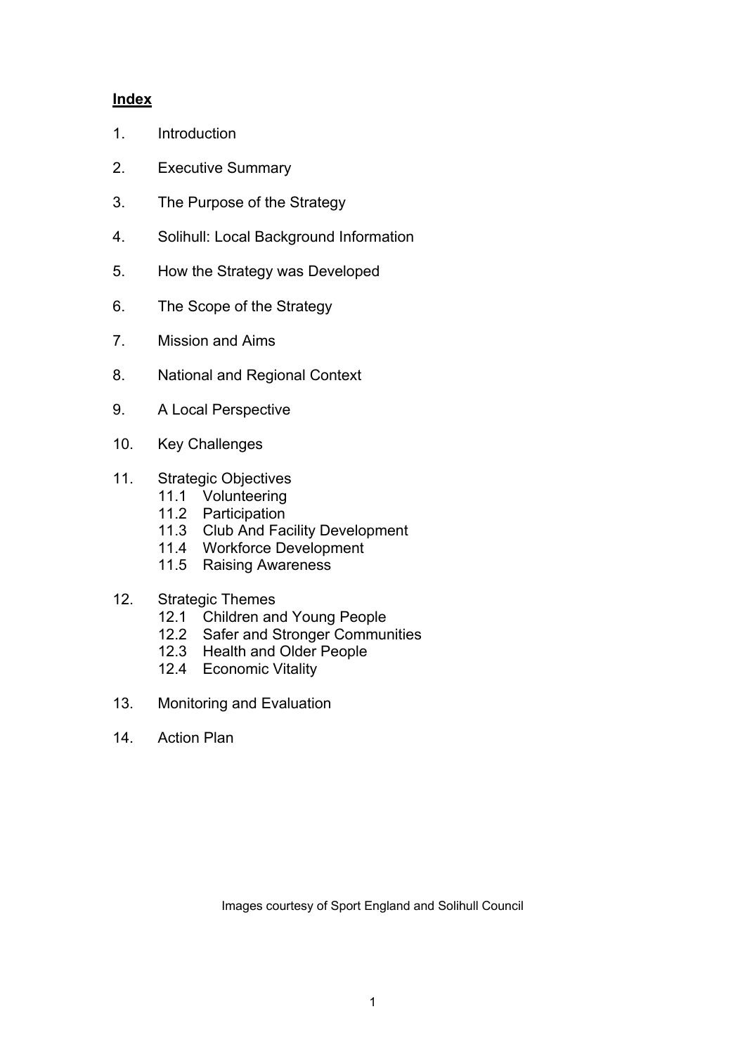## Index

1. Introduction
2. Executive Summary
3. The Purpose of the Strategy
4. Solihull: Local Background Information
5. How the Strategy was Developed
6. The Scope of the Strategy
7. Mission and Aims
8. National and Regional Context
9. A Local Perspective
10. Key Challenges
11. Strategic Objectives
    - 11.1 Volunteering
    - 11.2 Participation
    - 11.3 Club And Facility Development
    - 11.4 Workforce Development
    - 11.5 Raising Awareness
12. Strategic Themes
    - 12.1 Children and Young People
    - 12.2 Safer and Stronger Communities
    - 12.3 Health and Older People
    - 12.4 Economic Vitality
13. Monitoring and Evaluation
14. Action Plan

Images courtesy of Sport England and Solihull Council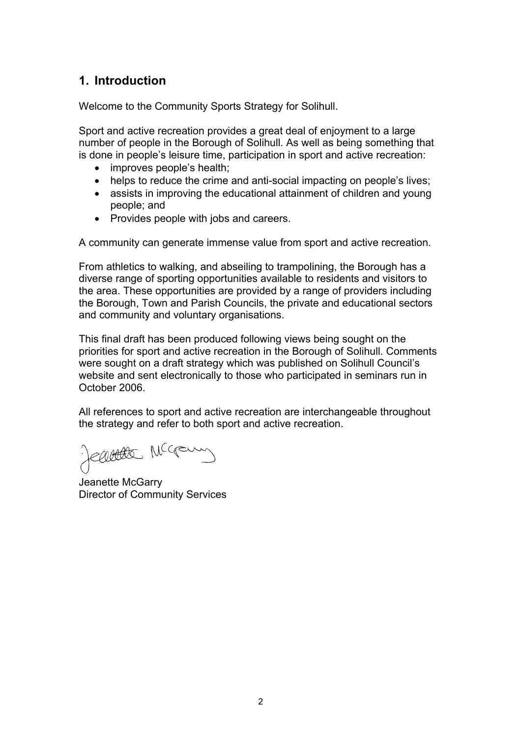## 1. Introduction

Welcome to the Community Sports Strategy for Solihull.

Sport and active recreation provides a great deal of enjoyment to a large number of people in the Borough of Solihull. As well as being something that is done in people's leisure time, participation in sport and active recreation:

- improves people's health;
- helps to reduce the crime and anti-social impacting on people's lives;
- assists in improving the educational attainment of children and young people; and
- Provides people with jobs and careers.

A community can generate immense value from sport and active recreation.

From athletics to walking, and abseiling to trampolining, the Borough has a diverse range of sporting opportunities available to residents and visitors to the area. These opportunities are provided by a range of providers including the Borough, Town and Parish Councils, the private and educational sectors and community and voluntary organisations.

This final draft has been produced following views being sought on the priorities for sport and active recreation in the Borough of Solihull. Comments were sought on a draft strategy which was published on Solihull Council's website and sent electronically to those who participated in seminars run in October 2006.

All references to sport and active recreation are interchangeable throughout the strategy and refer to both sport and active recreation.

Jeanette McGarry
Director of Community Services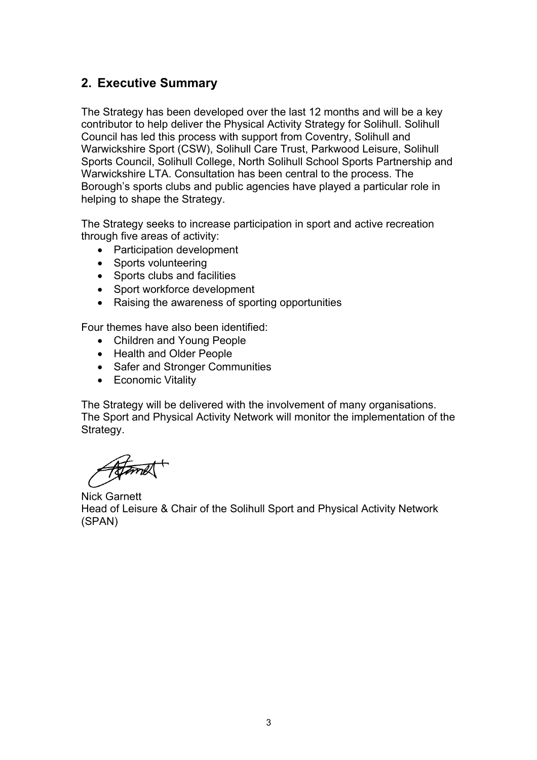## 2. Executive Summary

The Strategy has been developed over the last 12 months and will be a key contributor to help deliver the Physical Activity Strategy for Solihull. Solihull Council has led this process with support from Coventry, Solihull and Warwickshire Sport (CSW), Solihull Care Trust, Parkwood Leisure, Solihull Sports Council, Solihull College, North Solihull School Sports Partnership and Warwickshire LTA. Consultation has been central to the process. The Borough's sports clubs and public agencies have played a particular role in helping to shape the Strategy.

The Strategy seeks to increase participation in sport and active recreation through five areas of activity:

- Participation development
- Sports volunteering
- Sports clubs and facilities
- Sport workforce development
- Raising the awareness of sporting opportunities

Four themes have also been identified:

- Children and Young People
- Health and Older People
- Safer and Stronger Communities
- Economic Vitality

The Strategy will be delivered with the involvement of many organisations. The Sport and Physical Activity Network will monitor the implementation of the Strategy.

Nick Garnett
Head of Leisure & Chair of the Solihull Sport and Physical Activity Network (SPAN)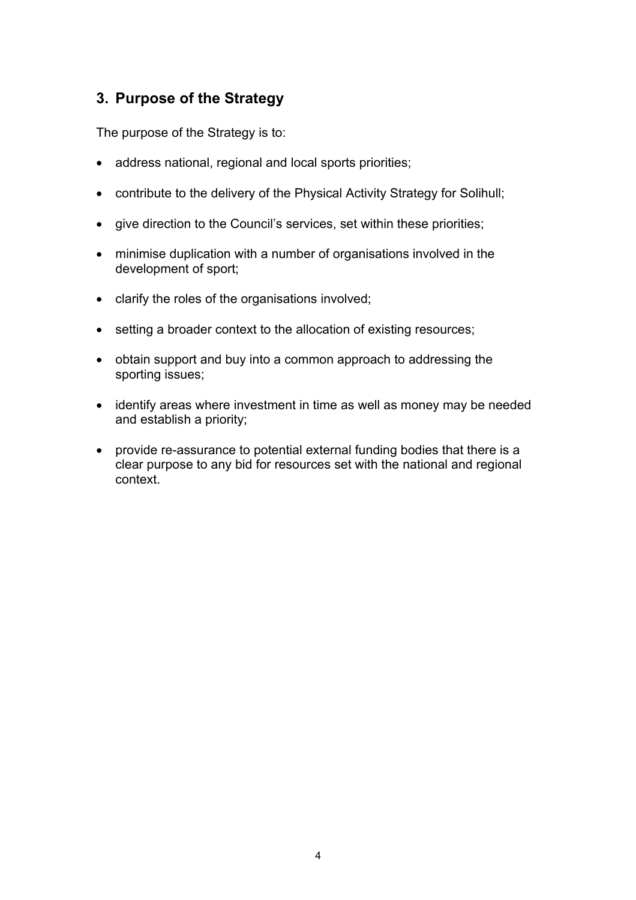## 3. Purpose of the Strategy

The purpose of the Strategy is to:

- address national, regional and local sports priorities;
- contribute to the delivery of the Physical Activity Strategy for Solihull;
- give direction to the Council's services, set within these priorities;
- minimise duplication with a number of organisations involved in the development of sport;
- clarify the roles of the organisations involved;
- setting a broader context to the allocation of existing resources;
- obtain support and buy into a common approach to addressing the sporting issues;
- identify areas where investment in time as well as money may be needed and establish a priority;
- provide re-assurance to potential external funding bodies that there is a clear purpose to any bid for resources set with the national and regional context.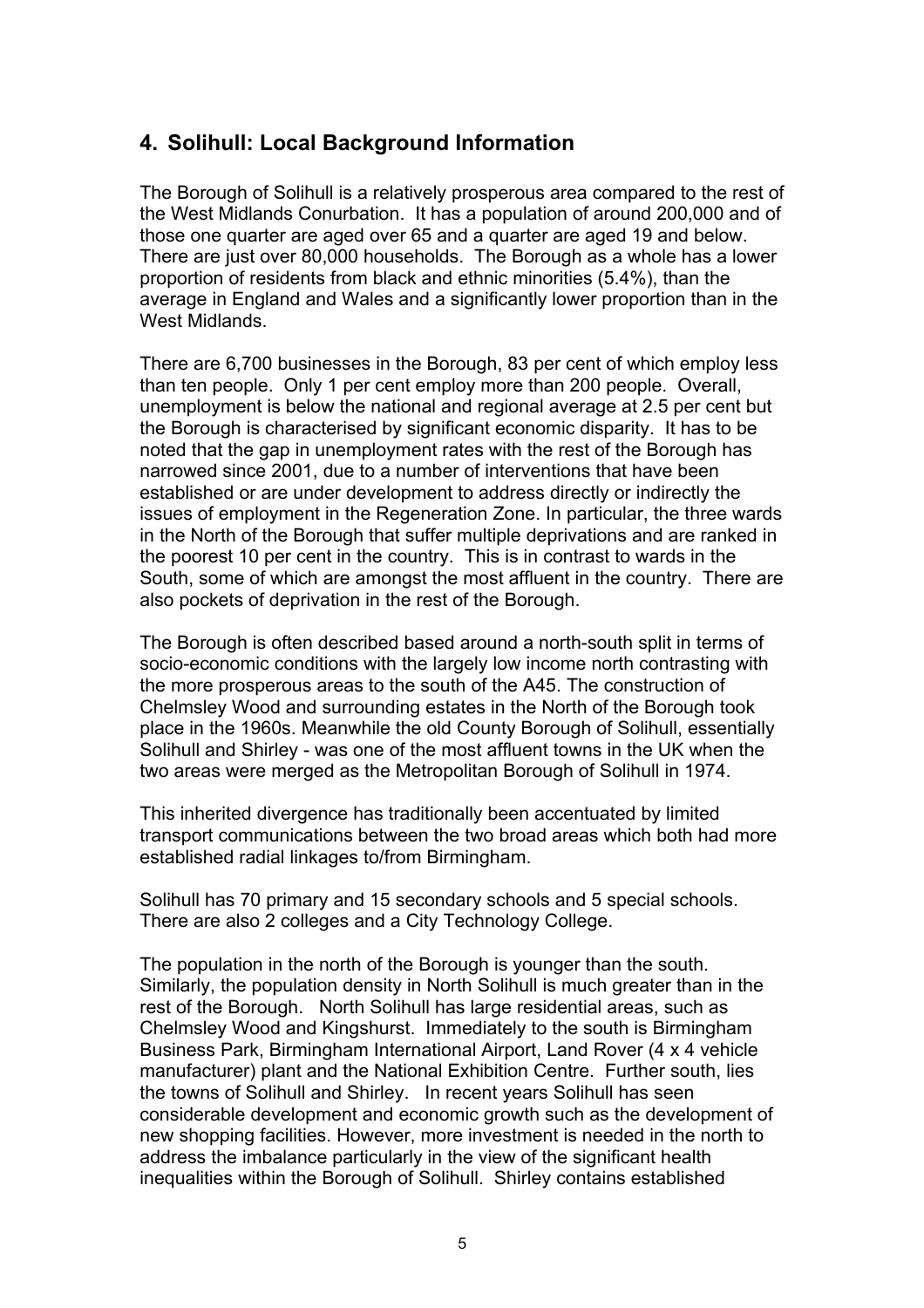## 4. Solihull: Local Background Information

The Borough of Solihull is a relatively prosperous area compared to the rest of the West Midlands Conurbation. It has a population of around 200,000 and of those one quarter are aged over 65 and a quarter are aged 19 and below. There are just over 80,000 households. The Borough as a whole has a lower proportion of residents from black and ethnic minorities (5.4%), than the average in England and Wales and a significantly lower proportion than in the West Midlands.

There are 6,700 businesses in the Borough, 83 per cent of which employ less than ten people. Only 1 per cent employ more than 200 people. Overall, unemployment is below the national and regional average at 2.5 per cent but the Borough is characterised by significant economic disparity. It has to be noted that the gap in unemployment rates with the rest of the Borough has narrowed since 2001, due to a number of interventions that have been established or are under development to address directly or indirectly the issues of employment in the Regeneration Zone. In particular, the three wards in the North of the Borough that suffer multiple deprivations and are ranked in the poorest 10 per cent in the country. This is in contrast to wards in the South, some of which are amongst the most affluent in the country. There are also pockets of deprivation in the rest of the Borough.

The Borough is often described based around a north-south split in terms of socio-economic conditions with the largely low income north contrasting with the more prosperous areas to the south of the A45. The construction of Chelmsley Wood and surrounding estates in the North of the Borough took place in the 1960s. Meanwhile the old County Borough of Solihull, essentially Solihull and Shirley - was one of the most affluent towns in the UK when the two areas were merged as the Metropolitan Borough of Solihull in 1974.

This inherited divergence has traditionally been accentuated by limited transport communications between the two broad areas which both had more established radial linkages to/from Birmingham.

Solihull has 70 primary and 15 secondary schools and 5 special schools. There are also 2 colleges and a City Technology College.

The population in the north of the Borough is younger than the south. Similarly, the population density in North Solihull is much greater than in the rest of the Borough. North Solihull has large residential areas, such as Chelmsley Wood and Kingshurst. Immediately to the south is Birmingham Business Park, Birmingham International Airport, Land Rover (4 x 4 vehicle manufacturer) plant and the National Exhibition Centre. Further south, lies the towns of Solihull and Shirley. In recent years Solihull has seen considerable development and economic growth such as the development of new shopping facilities. However, more investment is needed in the north to address the imbalance particularly in the view of the significant health inequalities within the Borough of Solihull. Shirley contains established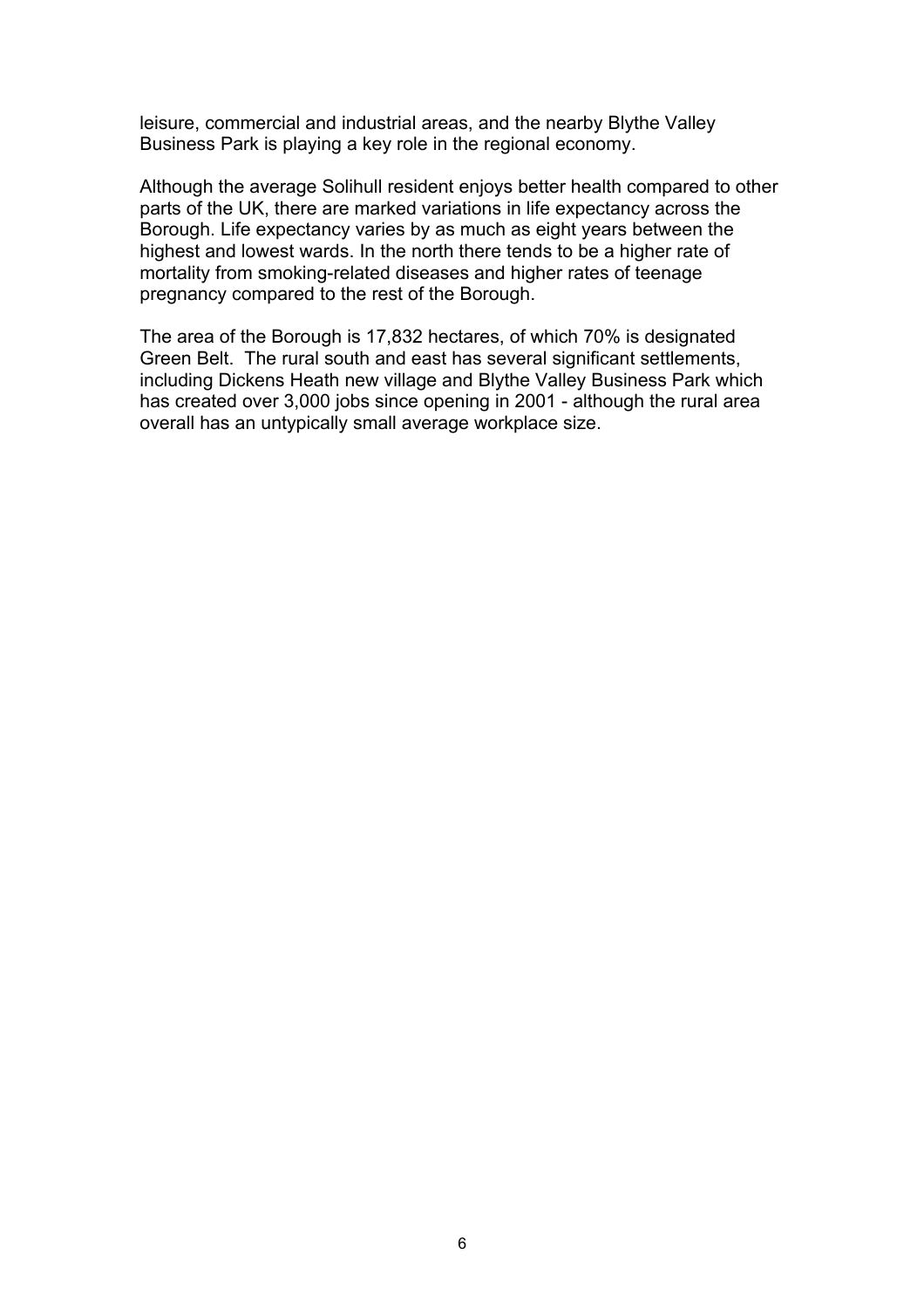leisure, commercial and industrial areas, and the nearby Blythe Valley Business Park is playing a key role in the regional economy.

Although the average Solihull resident enjoys better health compared to other parts of the UK, there are marked variations in life expectancy across the Borough. Life expectancy varies by as much as eight years between the highest and lowest wards. In the north there tends to be a higher rate of mortality from smoking-related diseases and higher rates of teenage pregnancy compared to the rest of the Borough.

The area of the Borough is 17,832 hectares, of which 70% is designated Green Belt. The rural south and east has several significant settlements, including Dickens Heath new village and Blythe Valley Business Park which has created over 3,000 jobs since opening in 2001 - although the rural area overall has an untypically small average workplace size.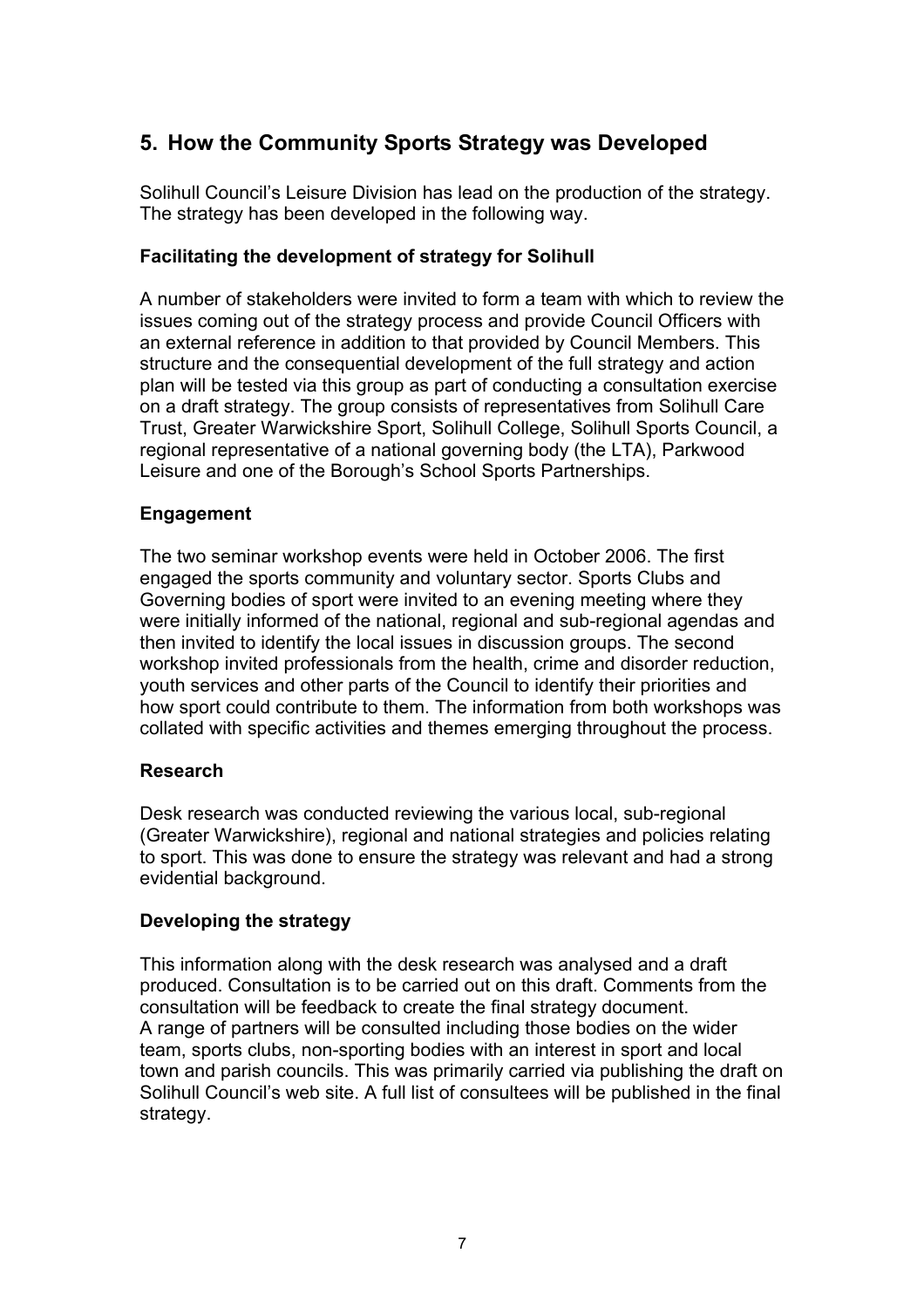## 5. How the Community Sports Strategy was Developed

Solihull Council's Leisure Division has lead on the production of the strategy. The strategy has been developed in the following way.

### Facilitating the development of strategy for Solihull

A number of stakeholders were invited to form a team with which to review the issues coming out of the strategy process and provide Council Officers with an external reference in addition to that provided by Council Members. This structure and the consequential development of the full strategy and action plan will be tested via this group as part of conducting a consultation exercise on a draft strategy. The group consists of representatives from Solihull Care Trust, Greater Warwickshire Sport, Solihull College, Solihull Sports Council, a regional representative of a national governing body (the LTA), Parkwood Leisure and one of the Borough's School Sports Partnerships.

### Engagement

The two seminar workshop events were held in October 2006. The first engaged the sports community and voluntary sector. Sports Clubs and Governing bodies of sport were invited to an evening meeting where they were initially informed of the national, regional and sub-regional agendas and then invited to identify the local issues in discussion groups. The second workshop invited professionals from the health, crime and disorder reduction, youth services and other parts of the Council to identify their priorities and how sport could contribute to them. The information from both workshops was collated with specific activities and themes emerging throughout the process.

### Research

Desk research was conducted reviewing the various local, sub-regional (Greater Warwickshire), regional and national strategies and policies relating to sport. This was done to ensure the strategy was relevant and had a strong evidential background.

### Developing the strategy

This information along with the desk research was analysed and a draft produced. Consultation is to be carried out on this draft. Comments from the consultation will be feedback to create the final strategy document.
A range of partners will be consulted including those bodies on the wider team, sports clubs, non-sporting bodies with an interest in sport and local town and parish councils. This was primarily carried via publishing the draft on Solihull Council's web site. A full list of consultees will be published in the final strategy.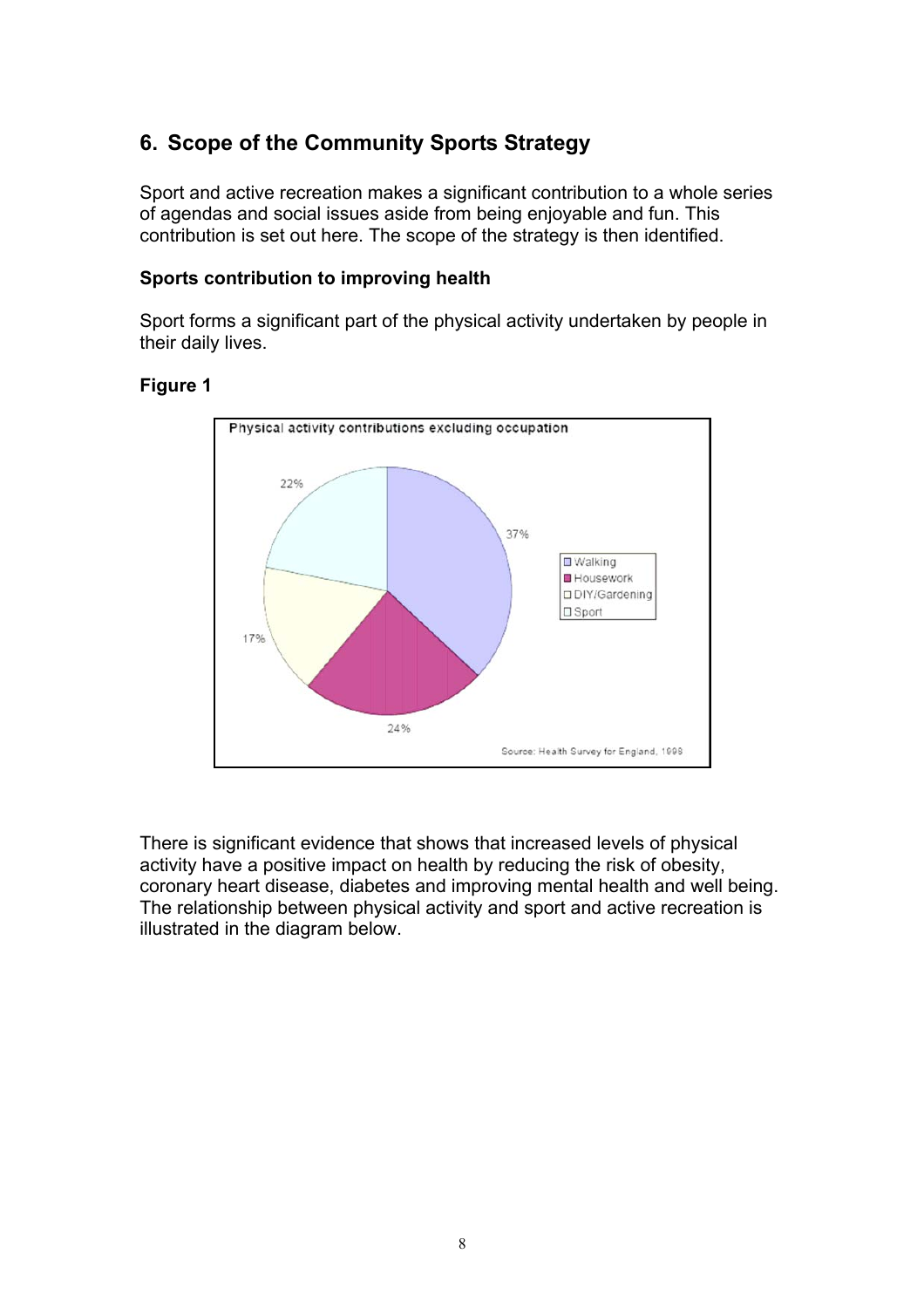## 6. Scope of the Community Sports Strategy

Sport and active recreation makes a significant contribution to a whole series of agendas and social issues aside from being enjoyable and fun. This contribution is set out here. The scope of the strategy is then identified.

### Sports contribution to improving health

Sport forms a significant part of the physical activity undertaken by people in their daily lives.

**Figure 1**

Physical activity contributions excluding occupation

- Walking
- Housework
- DIY/Gardening
- Sport

37%, 24%, 17%, 22%

Source: Health Survey for England, 1998

There is significant evidence that shows that increased levels of physical activity have a positive impact on health by reducing the risk of obesity, coronary heart disease, diabetes and improving mental health and well being. The relationship between physical activity and sport and active recreation is illustrated in the diagram below.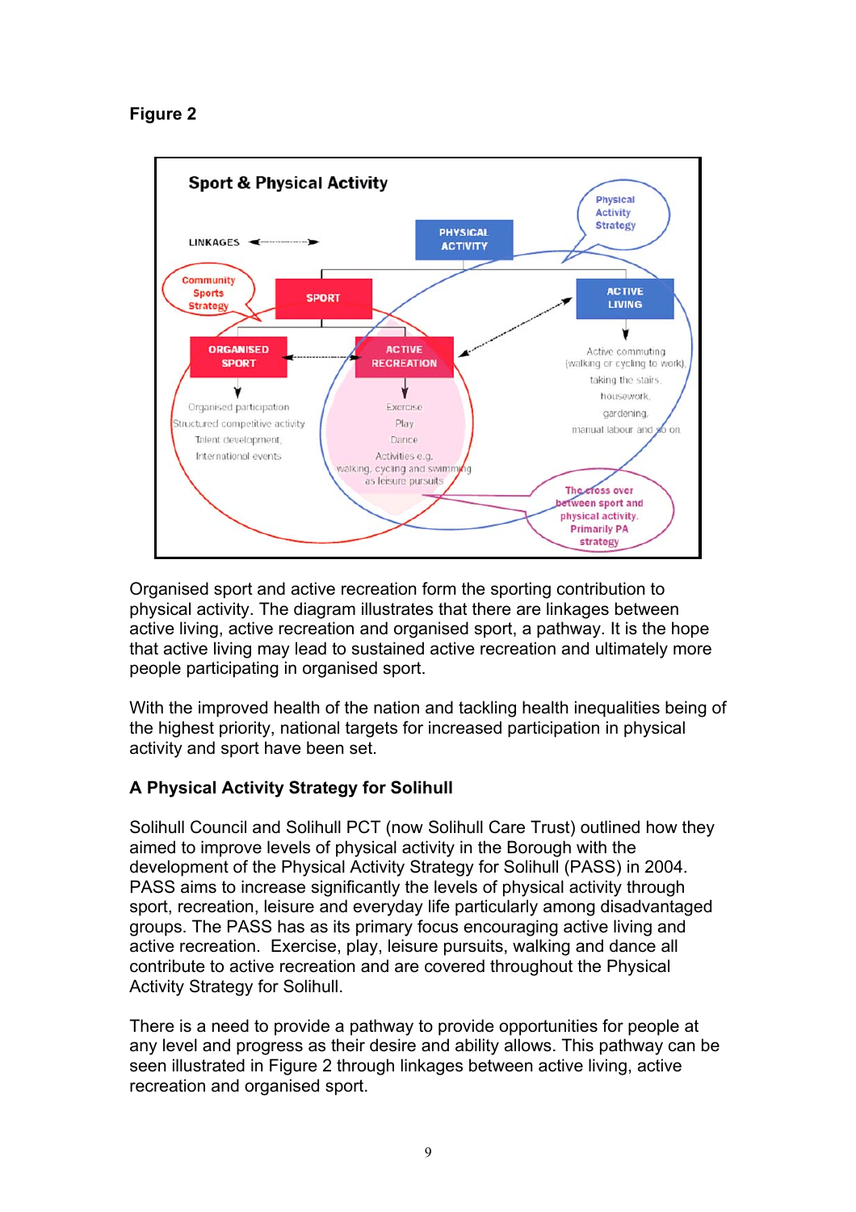**Figure 2**

Organised sport and active recreation form the sporting contribution to physical activity. The diagram illustrates that there are linkages between active living, active recreation and organised sport, a pathway. It is the hope that active living may lead to sustained active recreation and ultimately more people participating in organised sport.

With the improved health of the nation and tackling health inequalities being of the highest priority, national targets for increased participation in physical activity and sport have been set.

**A Physical Activity Strategy for Solihull**

Solihull Council and Solihull PCT (now Solihull Care Trust) outlined how they aimed to improve levels of physical activity in the Borough with the development of the Physical Activity Strategy for Solihull (PASS) in 2004. PASS aims to increase significantly the levels of physical activity through sport, recreation, leisure and everyday life particularly among disadvantaged groups. The PASS has as its primary focus encouraging active living and active recreation. Exercise, play, leisure pursuits, walking and dance all contribute to active recreation and are covered throughout the Physical Activity Strategy for Solihull.

There is a need to provide a pathway to provide opportunities for people at any level and progress as their desire and ability allows. This pathway can be seen illustrated in Figure 2 through linkages between active living, active recreation and organised sport.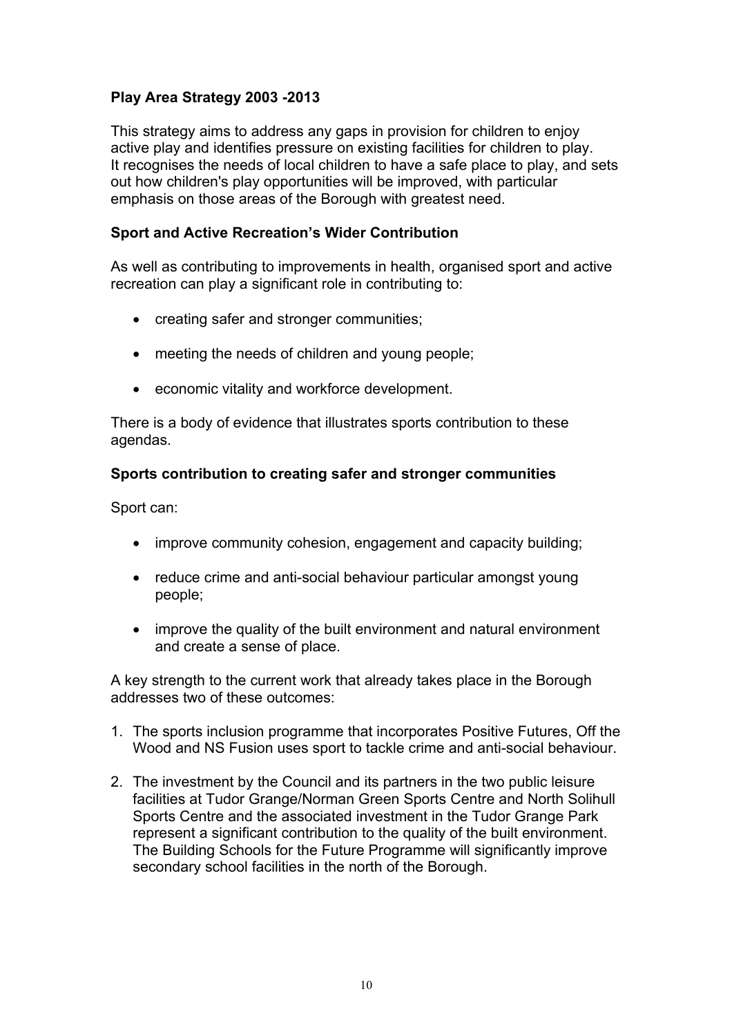**Play Area Strategy 2003 -2013**

This strategy aims to address any gaps in provision for children to enjoy active play and identifies pressure on existing facilities for children to play. It recognises the needs of local children to have a safe place to play, and sets out how children's play opportunities will be improved, with particular emphasis on those areas of the Borough with greatest need.

**Sport and Active Recreation's Wider Contribution**

As well as contributing to improvements in health, organised sport and active recreation can play a significant role in contributing to:

- creating safer and stronger communities;
- meeting the needs of children and young people;
- economic vitality and workforce development.

There is a body of evidence that illustrates sports contribution to these agendas.

**Sports contribution to creating safer and stronger communities**

Sport can:

- improve community cohesion, engagement and capacity building;
- reduce crime and anti-social behaviour particular amongst young people;
- improve the quality of the built environment and natural environment and create a sense of place.

A key strength to the current work that already takes place in the Borough addresses two of these outcomes:

1. The sports inclusion programme that incorporates Positive Futures, Off the Wood and NS Fusion uses sport to tackle crime and anti-social behaviour.
2. The investment by the Council and its partners in the two public leisure facilities at Tudor Grange/Norman Green Sports Centre and North Solihull Sports Centre and the associated investment in the Tudor Grange Park represent a significant contribution to the quality of the built environment. The Building Schools for the Future Programme will significantly improve secondary school facilities in the north of the Borough.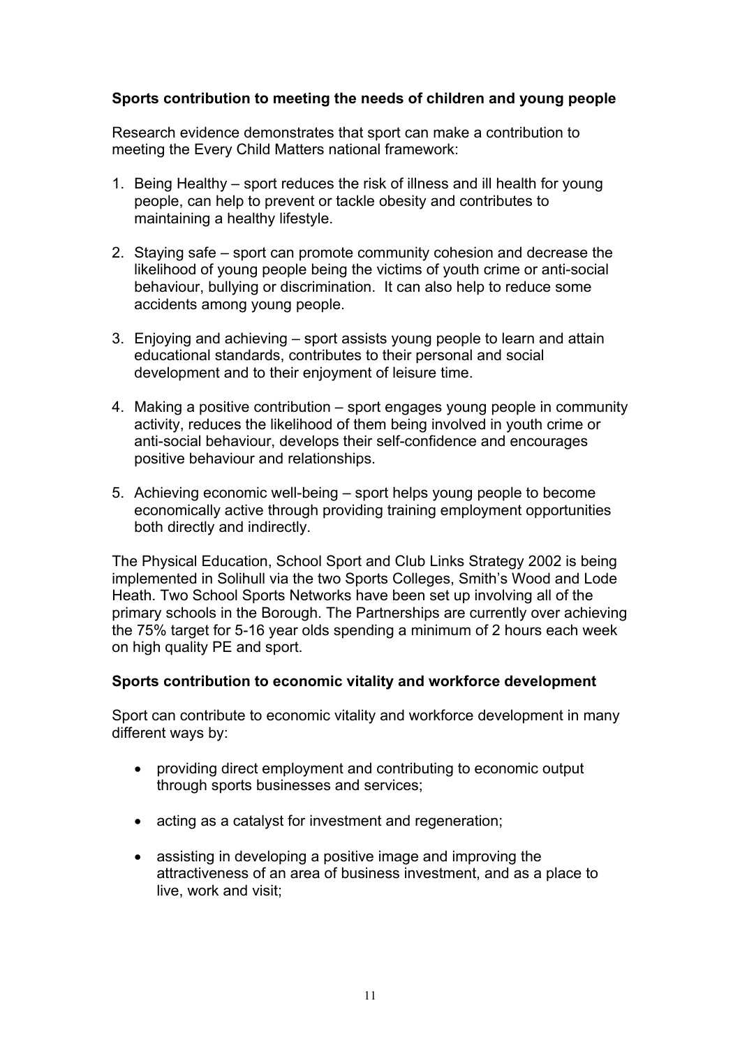**Sports contribution to meeting the needs of children and young people**

Research evidence demonstrates that sport can make a contribution to meeting the Every Child Matters national framework:

1. Being Healthy – sport reduces the risk of illness and ill health for young people, can help to prevent or tackle obesity and contributes to maintaining a healthy lifestyle.

2. Staying safe – sport can promote community cohesion and decrease the likelihood of young people being the victims of youth crime or anti-social behaviour, bullying or discrimination. It can also help to reduce some accidents among young people.

3. Enjoying and achieving – sport assists young people to learn and attain educational standards, contributes to their personal and social development and to their enjoyment of leisure time.

4. Making a positive contribution – sport engages young people in community activity, reduces the likelihood of them being involved in youth crime or anti-social behaviour, develops their self-confidence and encourages positive behaviour and relationships.

5. Achieving economic well-being – sport helps young people to become economically active through providing training employment opportunities both directly and indirectly.

The Physical Education, School Sport and Club Links Strategy 2002 is being implemented in Solihull via the two Sports Colleges, Smith's Wood and Lode Heath. Two School Sports Networks have been set up involving all of the primary schools in the Borough. The Partnerships are currently over achieving the 75% target for 5-16 year olds spending a minimum of 2 hours each week on high quality PE and sport.

**Sports contribution to economic vitality and workforce development**

Sport can contribute to economic vitality and workforce development in many different ways by:

- providing direct employment and contributing to economic output through sports businesses and services;

- acting as a catalyst for investment and regeneration;

- assisting in developing a positive image and improving the attractiveness of an area of business investment, and as a place to live, work and visit;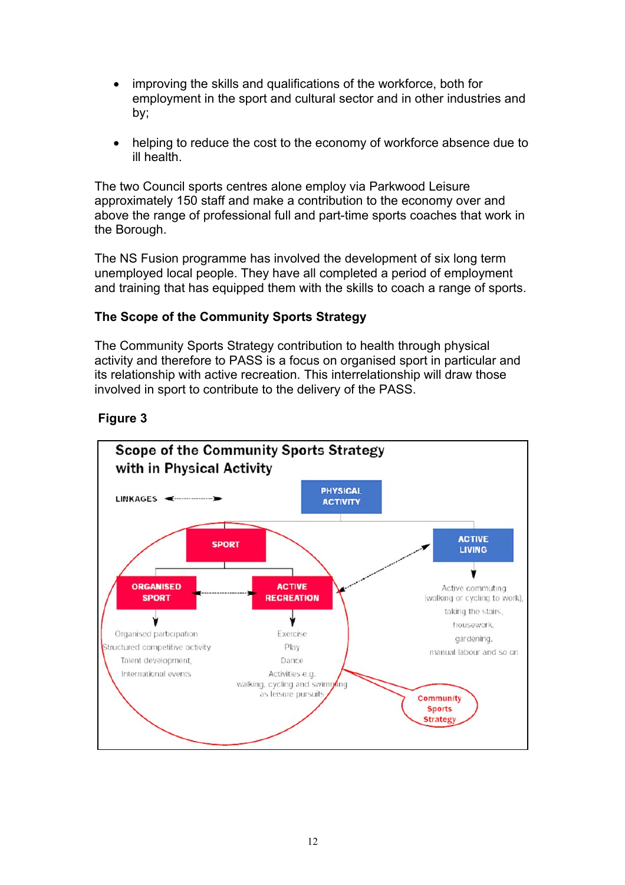- improving the skills and qualifications of the workforce, both for employment in the sport and cultural sector and in other industries and by;

- helping to reduce the cost to the economy of workforce absence due to ill health.

The two Council sports centres alone employ via Parkwood Leisure approximately 150 staff and make a contribution to the economy over and above the range of professional full and part-time sports coaches that work in the Borough.

The NS Fusion programme has involved the development of six long term unemployed local people. They have all completed a period of employment and training that has equipped them with the skills to coach a range of sports.

**The Scope of the Community Sports Strategy**

The Community Sports Strategy contribution to health through physical activity and therefore to PASS is a focus on organised sport in particular and its relationship with active recreation. This interrelationship will draw those involved in sport to contribute to the delivery of the PASS.

**Figure 3**

**Scope of the Community Sports Strategy with in Physical Activity**

LINKAGES ◄-------►

PHYSICAL ACTIVITY

SPORT

ORGANISED SPORT
- Organised participation
- Structured competitive activity
- Talent development,
- International events

ACTIVE RECREATION
- Exercise
- Play
- Dance
- Activities e.g. walking, cycling and swimming as leisure pursuits

ACTIVE LIVING
- Active commuting (walking or cycling to work),
- taking the stairs,
- housework,
- gardening,
- manual labour and so on

Community Sports Strategy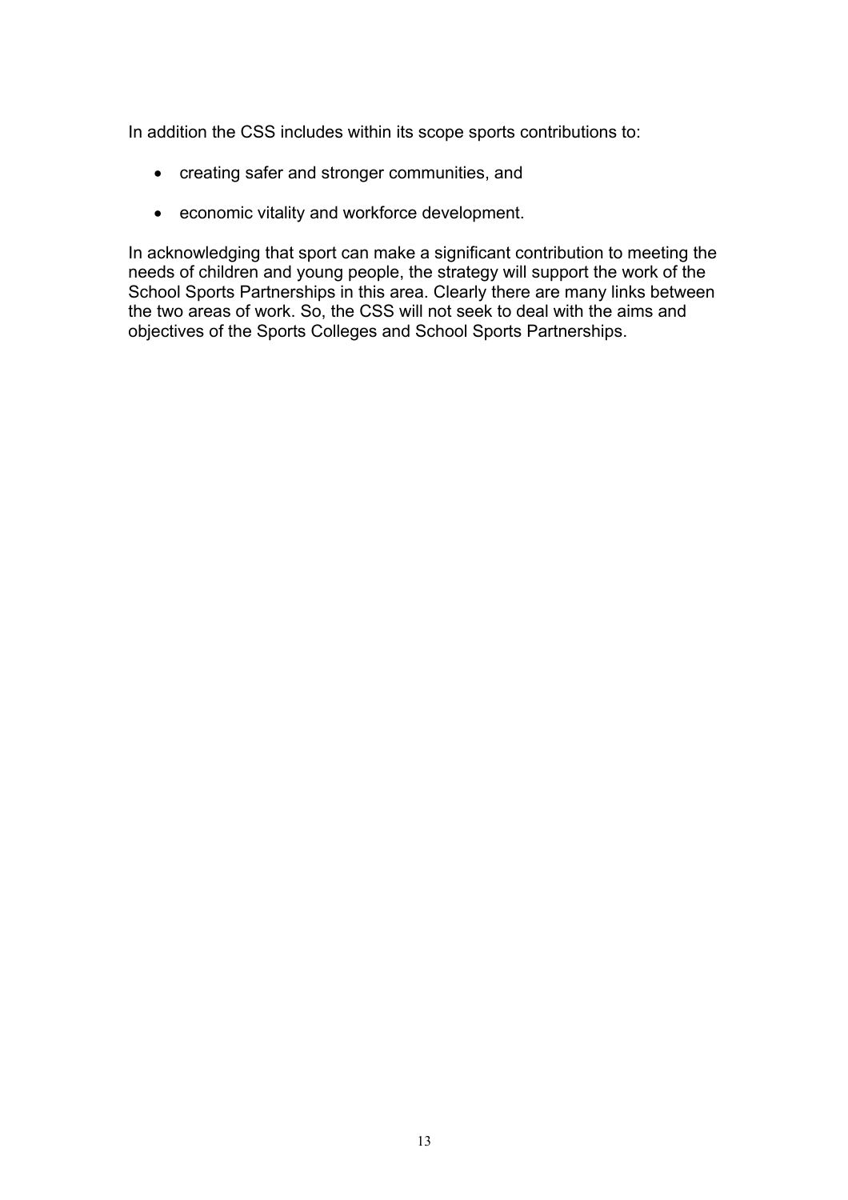In addition the CSS includes within its scope sports contributions to:

- creating safer and stronger communities, and
- economic vitality and workforce development.

In acknowledging that sport can make a significant contribution to meeting the needs of children and young people, the strategy will support the work of the School Sports Partnerships in this area. Clearly there are many links between the two areas of work. So, the CSS will not seek to deal with the aims and objectives of the Sports Colleges and School Sports Partnerships.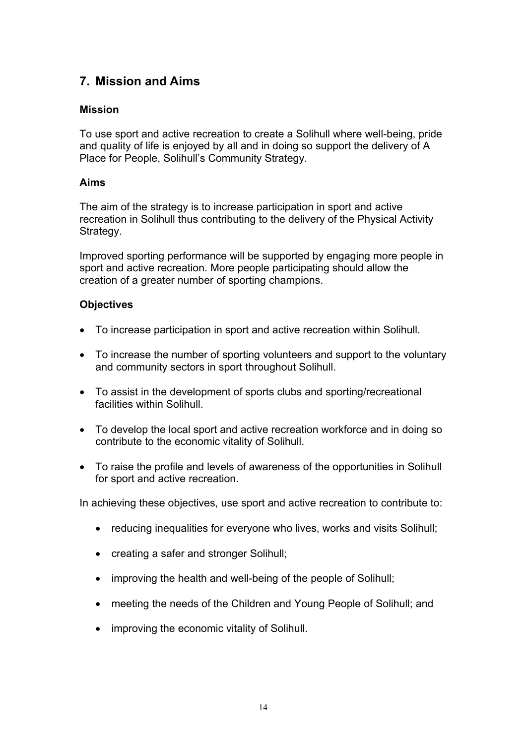## 7. Mission and Aims

### Mission

To use sport and active recreation to create a Solihull where well-being, pride and quality of life is enjoyed by all and in doing so support the delivery of A Place for People, Solihull's Community Strategy.

### Aims

The aim of the strategy is to increase participation in sport and active recreation in Solihull thus contributing to the delivery of the Physical Activity Strategy.

Improved sporting performance will be supported by engaging more people in sport and active recreation. More people participating should allow the creation of a greater number of sporting champions.

### Objectives

- To increase participation in sport and active recreation within Solihull.
- To increase the number of sporting volunteers and support to the voluntary and community sectors in sport throughout Solihull.
- To assist in the development of sports clubs and sporting/recreational facilities within Solihull.
- To develop the local sport and active recreation workforce and in doing so contribute to the economic vitality of Solihull.
- To raise the profile and levels of awareness of the opportunities in Solihull for sport and active recreation.

In achieving these objectives, use sport and active recreation to contribute to:

- reducing inequalities for everyone who lives, works and visits Solihull;
- creating a safer and stronger Solihull;
- improving the health and well-being of the people of Solihull;
- meeting the needs of the Children and Young People of Solihull; and
- improving the economic vitality of Solihull.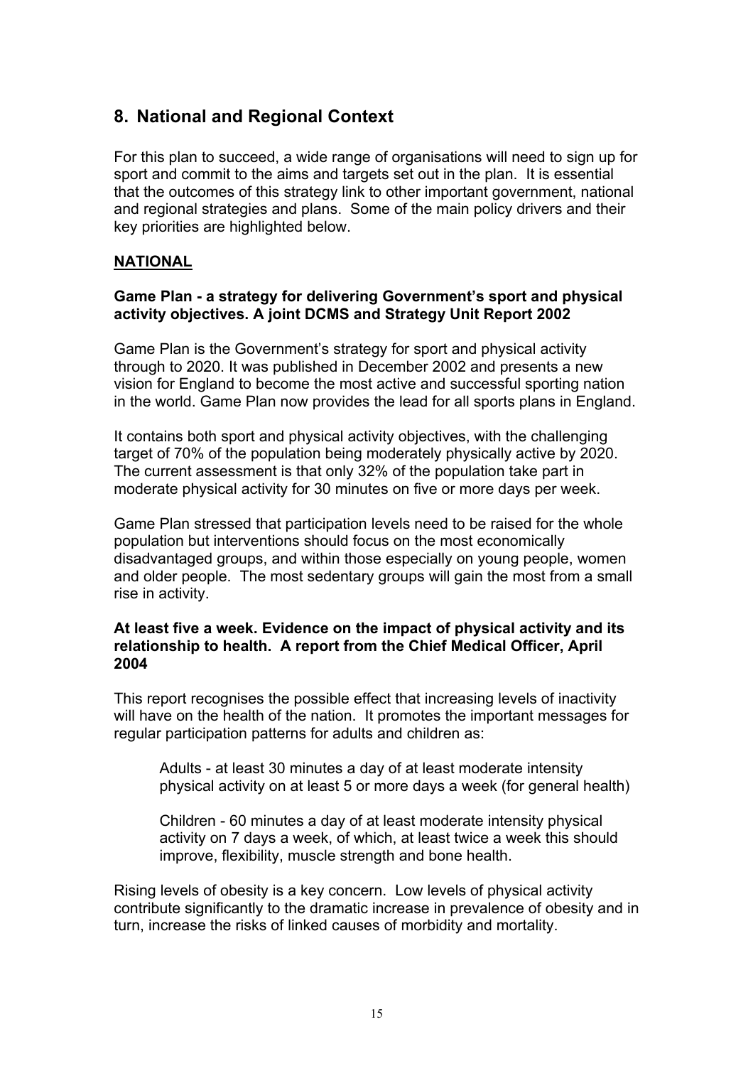## 8. National and Regional Context

For this plan to succeed, a wide range of organisations will need to sign up for sport and commit to the aims and targets set out in the plan. It is essential that the outcomes of this strategy link to other important government, national and regional strategies and plans. Some of the main policy drivers and their key priorities are highlighted below.

**NATIONAL**

**Game Plan - a strategy for delivering Government's sport and physical activity objectives. A joint DCMS and Strategy Unit Report 2002**

Game Plan is the Government's strategy for sport and physical activity through to 2020. It was published in December 2002 and presents a new vision for England to become the most active and successful sporting nation in the world. Game Plan now provides the lead for all sports plans in England.

It contains both sport and physical activity objectives, with the challenging target of 70% of the population being moderately physically active by 2020. The current assessment is that only 32% of the population take part in moderate physical activity for 30 minutes on five or more days per week.

Game Plan stressed that participation levels need to be raised for the whole population but interventions should focus on the most economically disadvantaged groups, and within those especially on young people, women and older people. The most sedentary groups will gain the most from a small rise in activity.

**At least five a week. Evidence on the impact of physical activity and its relationship to health. A report from the Chief Medical Officer, April 2004**

This report recognises the possible effect that increasing levels of inactivity will have on the health of the nation. It promotes the important messages for regular participation patterns for adults and children as:

> Adults - at least 30 minutes a day of at least moderate intensity physical activity on at least 5 or more days a week (for general health)
>
> Children - 60 minutes a day of at least moderate intensity physical activity on 7 days a week, of which, at least twice a week this should improve, flexibility, muscle strength and bone health.

Rising levels of obesity is a key concern. Low levels of physical activity contribute significantly to the dramatic increase in prevalence of obesity and in turn, increase the risks of linked causes of morbidity and mortality.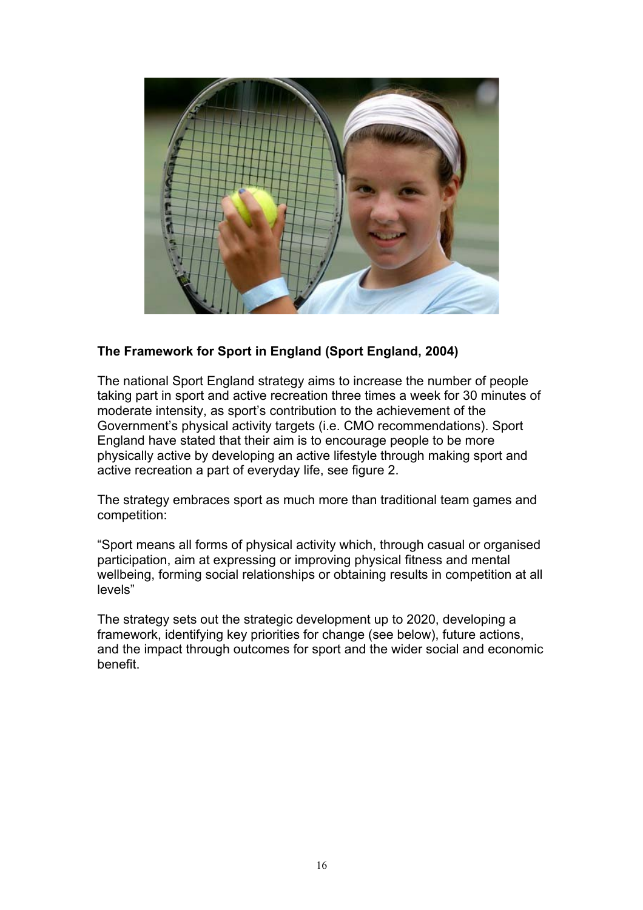**The Framework for Sport in England (Sport England, 2004)**

The national Sport England strategy aims to increase the number of people taking part in sport and active recreation three times a week for 30 minutes of moderate intensity, as sport's contribution to the achievement of the Government's physical activity targets (i.e. CMO recommendations). Sport England have stated that their aim is to encourage people to be more physically active by developing an active lifestyle through making sport and active recreation a part of everyday life, see figure 2.

The strategy embraces sport as much more than traditional team games and competition:

"Sport means all forms of physical activity which, through casual or organised participation, aim at expressing or improving physical fitness and mental wellbeing, forming social relationships or obtaining results in competition at all levels"

The strategy sets out the strategic development up to 2020, developing a framework, identifying key priorities for change (see below), future actions, and the impact through outcomes for sport and the wider social and economic benefit.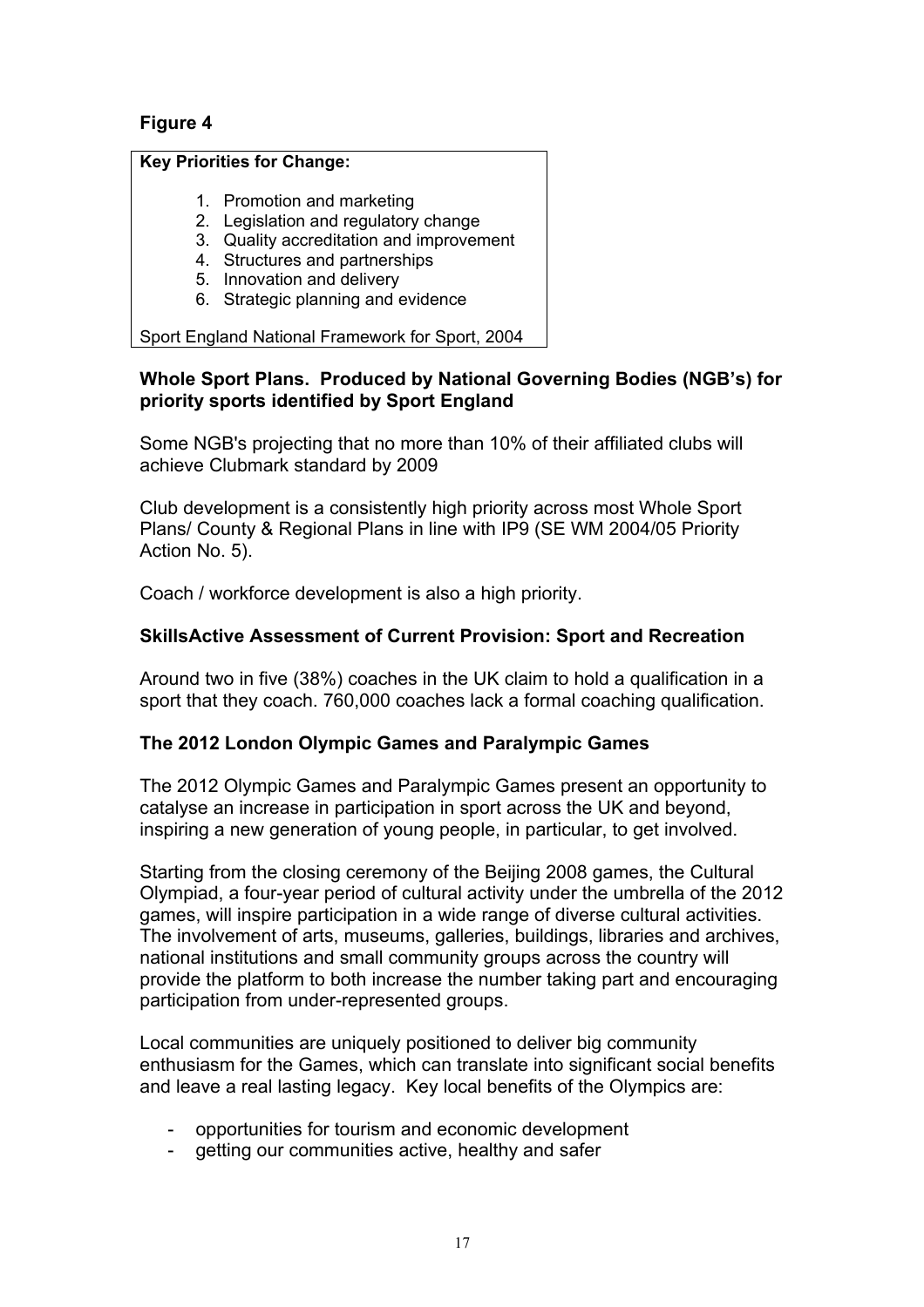**Figure 4**

**Key Priorities for Change:**

1. Promotion and marketing
2. Legislation and regulatory change
3. Quality accreditation and improvement
4. Structures and partnerships
5. Innovation and delivery
6. Strategic planning and evidence

Sport England National Framework for Sport, 2004

**Whole Sport Plans. Produced by National Governing Bodies (NGB's) for priority sports identified by Sport England**

Some NGB's projecting that no more than 10% of their affiliated clubs will achieve Clubmark standard by 2009

Club development is a consistently high priority across most Whole Sport Plans/ County & Regional Plans in line with IP9 (SE WM 2004/05 Priority Action No. 5).

Coach / workforce development is also a high priority.

**SkillsActive Assessment of Current Provision: Sport and Recreation**

Around two in five (38%) coaches in the UK claim to hold a qualification in a sport that they coach. 760,000 coaches lack a formal coaching qualification.

**The 2012 London Olympic Games and Paralympic Games**

The 2012 Olympic Games and Paralympic Games present an opportunity to catalyse an increase in participation in sport across the UK and beyond, inspiring a new generation of young people, in particular, to get involved.

Starting from the closing ceremony of the Beijing 2008 games, the Cultural Olympiad, a four-year period of cultural activity under the umbrella of the 2012 games, will inspire participation in a wide range of diverse cultural activities. The involvement of arts, museums, galleries, buildings, libraries and archives, national institutions and small community groups across the country will provide the platform to both increase the number taking part and encouraging participation from under-represented groups.

Local communities are uniquely positioned to deliver big community enthusiasm for the Games, which can translate into significant social benefits and leave a real lasting legacy. Key local benefits of the Olympics are:

- opportunities for tourism and economic development
- getting our communities active, healthy and safer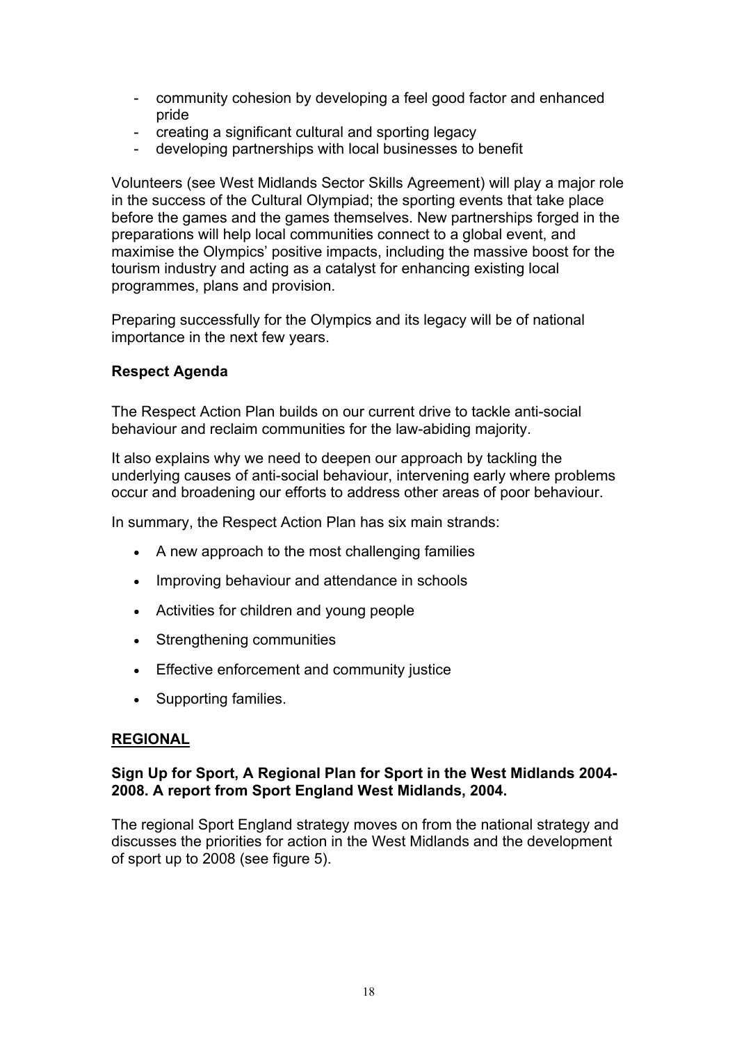- community cohesion by developing a feel good factor and enhanced pride
- creating a significant cultural and sporting legacy
- developing partnerships with local businesses to benefit

Volunteers (see West Midlands Sector Skills Agreement) will play a major role in the success of the Cultural Olympiad; the sporting events that take place before the games and the games themselves. New partnerships forged in the preparations will help local communities connect to a global event, and maximise the Olympics' positive impacts, including the massive boost for the tourism industry and acting as a catalyst for enhancing existing local programmes, plans and provision.

Preparing successfully for the Olympics and its legacy will be of national importance in the next few years.

**Respect Agenda**

The Respect Action Plan builds on our current drive to tackle anti-social behaviour and reclaim communities for the law-abiding majority.

It also explains why we need to deepen our approach by tackling the underlying causes of anti-social behaviour, intervening early where problems occur and broadening our efforts to address other areas of poor behaviour.

In summary, the Respect Action Plan has six main strands:

- A new approach to the most challenging families
- Improving behaviour and attendance in schools
- Activities for children and young people
- Strengthening communities
- Effective enforcement and community justice
- Supporting families.

## REGIONAL

**Sign Up for Sport, A Regional Plan for Sport in the West Midlands 2004-2008. A report from Sport England West Midlands, 2004.**

The regional Sport England strategy moves on from the national strategy and discusses the priorities for action in the West Midlands and the development of sport up to 2008 (see figure 5).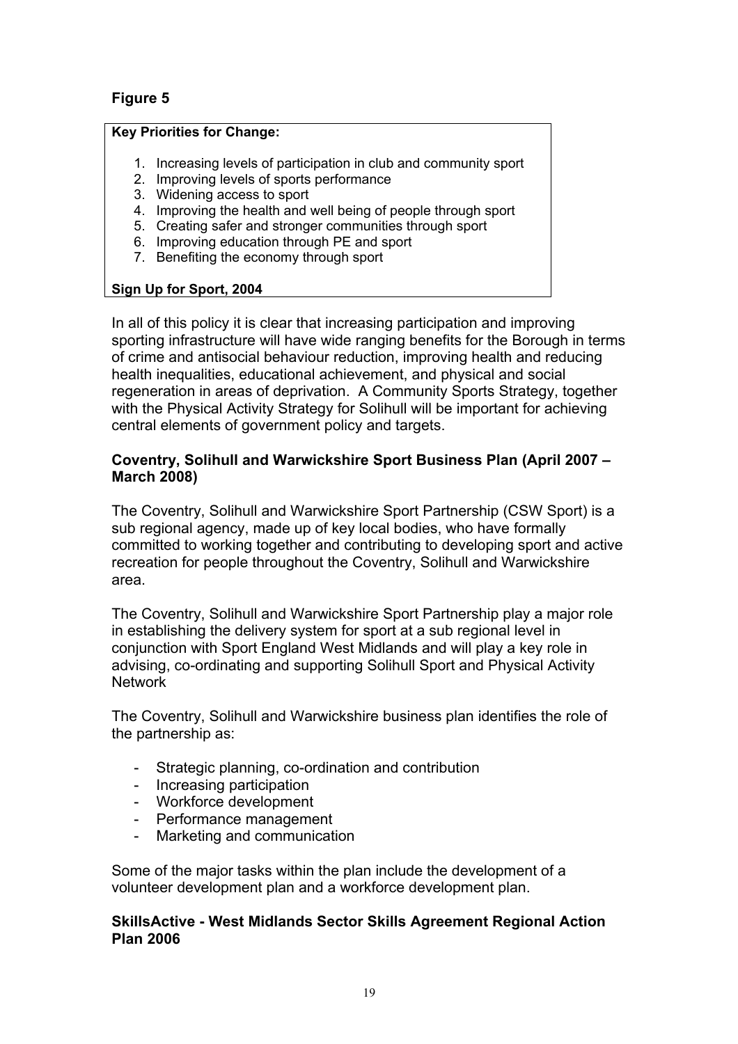**Figure 5**

**Key Priorities for Change:**

1. Increasing levels of participation in club and community sport
2. Improving levels of sports performance
3. Widening access to sport
4. Improving the health and well being of people through sport
5. Creating safer and stronger communities through sport
6. Improving education through PE and sport
7. Benefiting the economy through sport

**Sign Up for Sport, 2004**

In all of this policy it is clear that increasing participation and improving sporting infrastructure will have wide ranging benefits for the Borough in terms of crime and antisocial behaviour reduction, improving health and reducing health inequalities, educational achievement, and physical and social regeneration in areas of deprivation. A Community Sports Strategy, together with the Physical Activity Strategy for Solihull will be important for achieving central elements of government policy and targets.

### Coventry, Solihull and Warwickshire Sport Business Plan (April 2007 – March 2008)

The Coventry, Solihull and Warwickshire Sport Partnership (CSW Sport) is a sub regional agency, made up of key local bodies, who have formally committed to working together and contributing to developing sport and active recreation for people throughout the Coventry, Solihull and Warwickshire area.

The Coventry, Solihull and Warwickshire Sport Partnership play a major role in establishing the delivery system for sport at a sub regional level in conjunction with Sport England West Midlands and will play a key role in advising, co-ordinating and supporting Solihull Sport and Physical Activity Network

The Coventry, Solihull and Warwickshire business plan identifies the role of the partnership as:

- Strategic planning, co-ordination and contribution
- Increasing participation
- Workforce development
- Performance management
- Marketing and communication

Some of the major tasks within the plan include the development of a volunteer development plan and a workforce development plan.

### SkillsActive - West Midlands Sector Skills Agreement Regional Action Plan 2006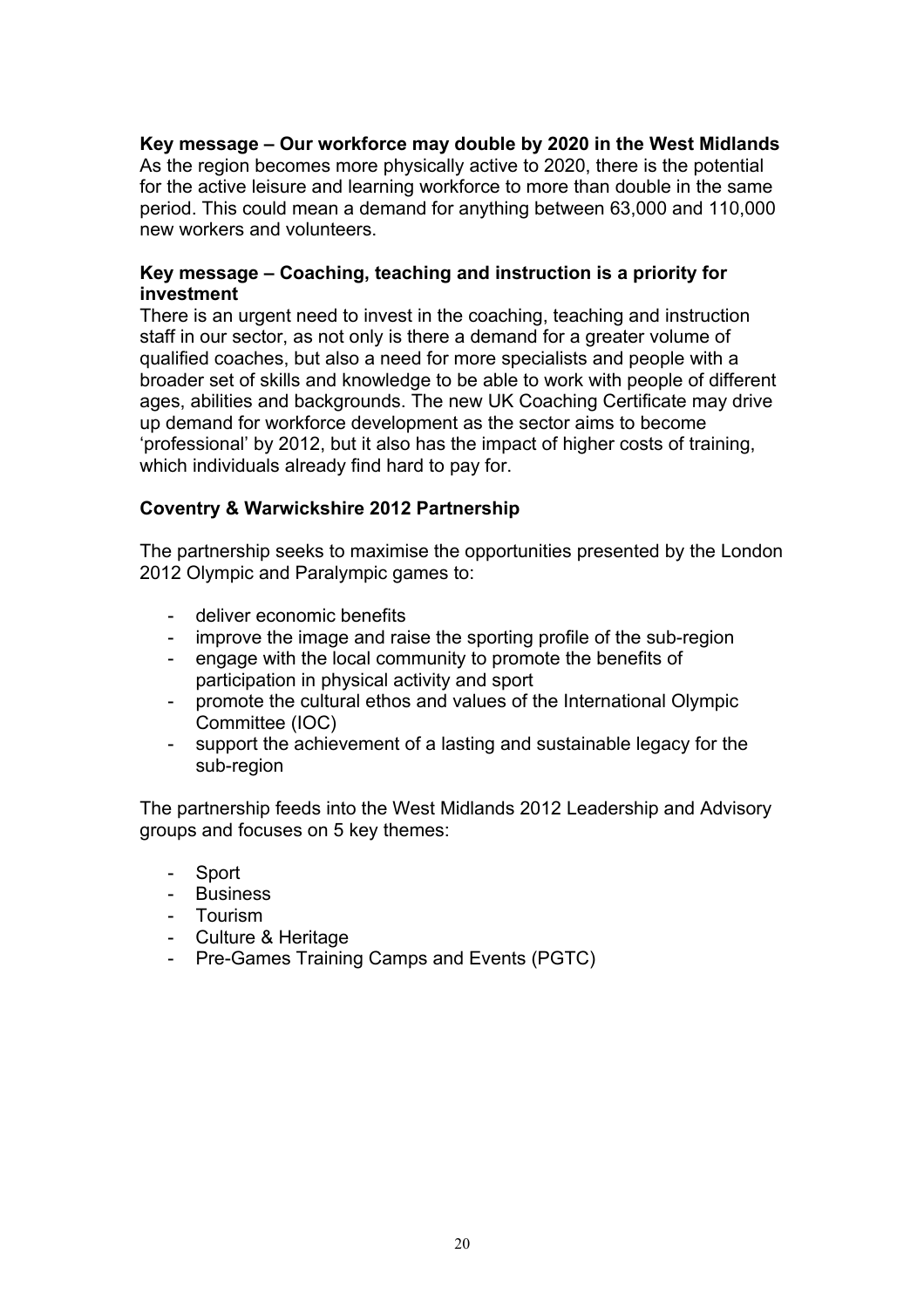**Key message – Our workforce may double by 2020 in the West Midlands**
As the region becomes more physically active to 2020, there is the potential for the active leisure and learning workforce to more than double in the same period. This could mean a demand for anything between 63,000 and 110,000 new workers and volunteers.

**Key message – Coaching, teaching and instruction is a priority for investment**
There is an urgent need to invest in the coaching, teaching and instruction staff in our sector, as not only is there a demand for a greater volume of qualified coaches, but also a need for more specialists and people with a broader set of skills and knowledge to be able to work with people of different ages, abilities and backgrounds. The new UK Coaching Certificate may drive up demand for workforce development as the sector aims to become 'professional' by 2012, but it also has the impact of higher costs of training, which individuals already find hard to pay for.

**Coventry & Warwickshire 2012 Partnership**

The partnership seeks to maximise the opportunities presented by the London 2012 Olympic and Paralympic games to:

- deliver economic benefits
- improve the image and raise the sporting profile of the sub-region
- engage with the local community to promote the benefits of participation in physical activity and sport
- promote the cultural ethos and values of the International Olympic Committee (IOC)
- support the achievement of a lasting and sustainable legacy for the sub-region

The partnership feeds into the West Midlands 2012 Leadership and Advisory groups and focuses on 5 key themes:

- Sport
- Business
- Tourism
- Culture & Heritage
- Pre-Games Training Camps and Events (PGTC)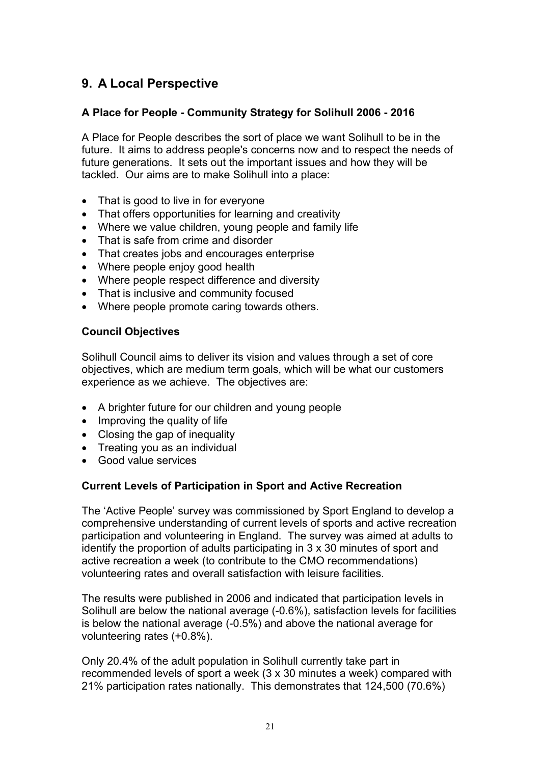## 9. A Local Perspective

### A Place for People - Community Strategy for Solihull 2006 - 2016

A Place for People describes the sort of place we want Solihull to be in the future. It aims to address people's concerns now and to respect the needs of future generations. It sets out the important issues and how they will be tackled. Our aims are to make Solihull into a place:

- That is good to live in for everyone
- That offers opportunities for learning and creativity
- Where we value children, young people and family life
- That is safe from crime and disorder
- That creates jobs and encourages enterprise
- Where people enjoy good health
- Where people respect difference and diversity
- That is inclusive and community focused
- Where people promote caring towards others.

### Council Objectives

Solihull Council aims to deliver its vision and values through a set of core objectives, which are medium term goals, which will be what our customers experience as we achieve. The objectives are:

- A brighter future for our children and young people
- Improving the quality of life
- Closing the gap of inequality
- Treating you as an individual
- Good value services

### Current Levels of Participation in Sport and Active Recreation

The 'Active People' survey was commissioned by Sport England to develop a comprehensive understanding of current levels of sports and active recreation participation and volunteering in England. The survey was aimed at adults to identify the proportion of adults participating in 3 x 30 minutes of sport and active recreation a week (to contribute to the CMO recommendations) volunteering rates and overall satisfaction with leisure facilities.

The results were published in 2006 and indicated that participation levels in Solihull are below the national average (-0.6%), satisfaction levels for facilities is below the national average (-0.5%) and above the national average for volunteering rates (+0.8%).

Only 20.4% of the adult population in Solihull currently take part in recommended levels of sport a week (3 x 30 minutes a week) compared with 21% participation rates nationally. This demonstrates that 124,500 (70.6%)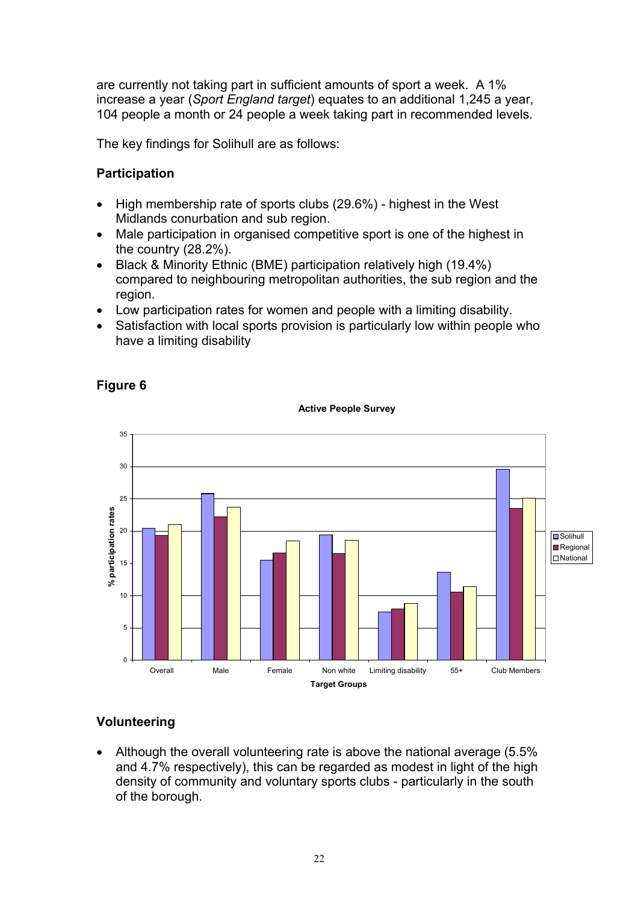are currently not taking part in sufficient amounts of sport a week. A 1% increase a year (*Sport England target*) equates to an additional 1,245 a year, 104 people a month or 24 people a week taking part in recommended levels.

The key findings for Solihull are as follows:

### Participation

- High membership rate of sports clubs (29.6%) - highest in the West Midlands conurbation and sub region.
- Male participation in organised competitive sport is one of the highest in the country (28.2%).
- Black & Minority Ethnic (BME) participation relatively high (19.4%) compared to neighbouring metropolitan authorities, the sub region and the region.
- Low participation rates for women and people with a limiting disability.
- Satisfaction with local sports provision is particularly low within people who have a limiting disability

### Figure 6

**Active People Survey**

### Volunteering

- Although the overall volunteering rate is above the national average (5.5% and 4.7% respectively), this can be regarded as modest in light of the high density of community and voluntary sports clubs - particularly in the south of the borough.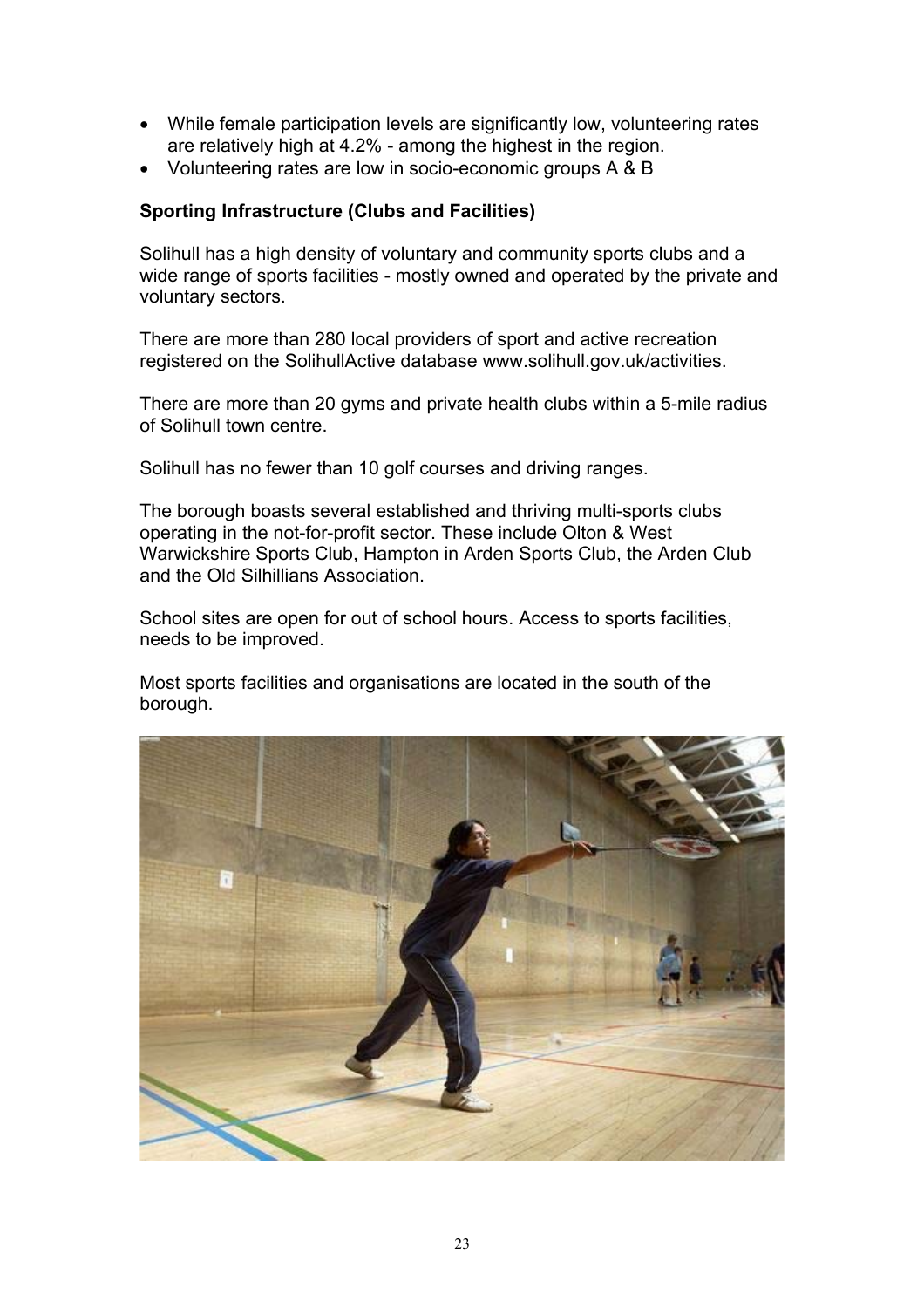- While female participation levels are significantly low, volunteering rates are relatively high at 4.2% - among the highest in the region.
- Volunteering rates are low in socio-economic groups A & B

**Sporting Infrastructure (Clubs and Facilities)**

Solihull has a high density of voluntary and community sports clubs and a wide range of sports facilities - mostly owned and operated by the private and voluntary sectors.

There are more than 280 local providers of sport and active recreation registered on the SolihullActive database www.solihull.gov.uk/activities.

There are more than 20 gyms and private health clubs within a 5-mile radius of Solihull town centre.

Solihull has no fewer than 10 golf courses and driving ranges.

The borough boasts several established and thriving multi-sports clubs operating in the not-for-profit sector. These include Olton & West Warwickshire Sports Club, Hampton in Arden Sports Club, the Arden Club and the Old Silhillians Association.

School sites are open for out of school hours. Access to sports facilities, needs to be improved.

Most sports facilities and organisations are located in the south of the borough.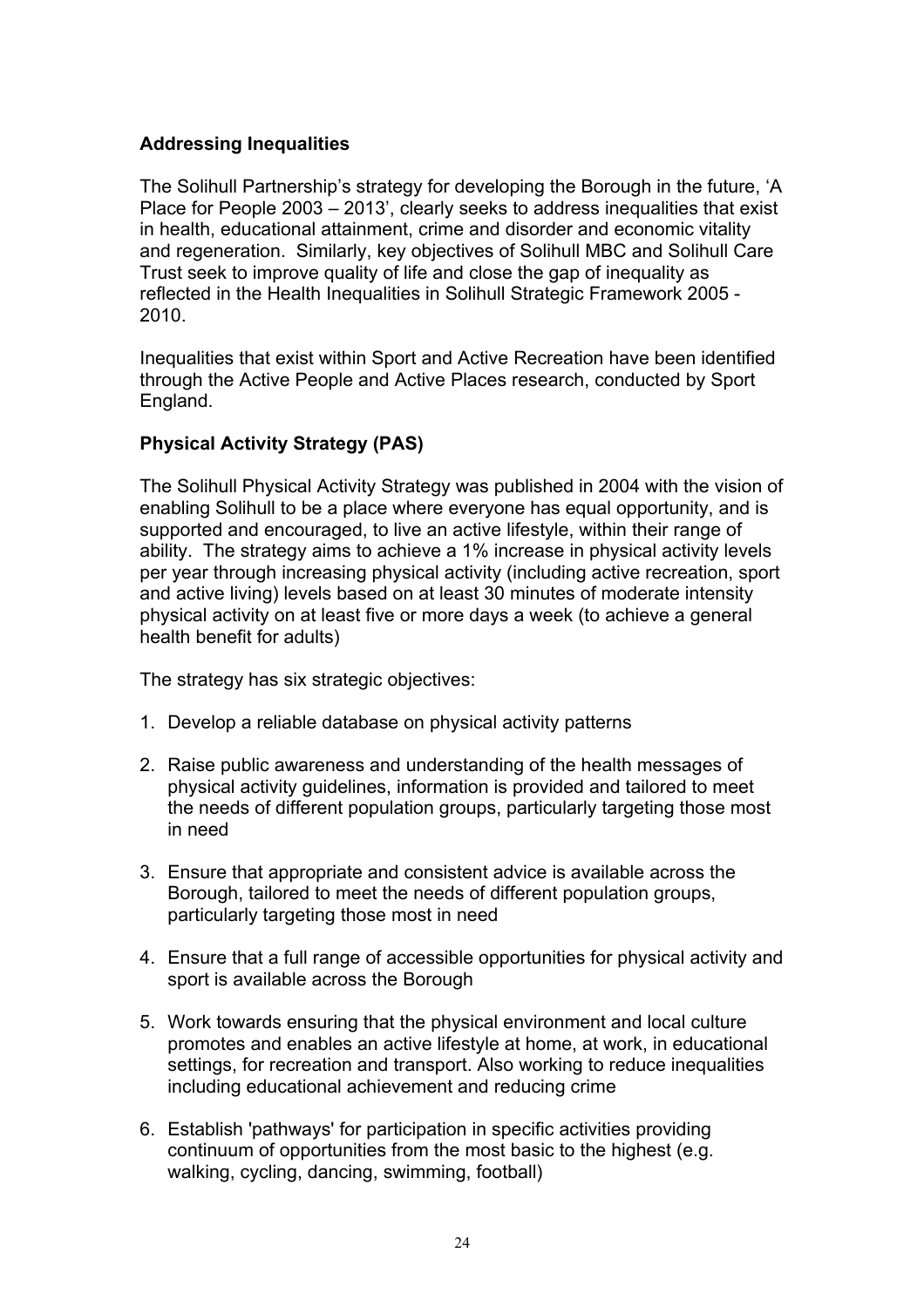## Addressing Inequalities

The Solihull Partnership's strategy for developing the Borough in the future, 'A Place for People 2003 – 2013', clearly seeks to address inequalities that exist in health, educational attainment, crime and disorder and economic vitality and regeneration. Similarly, key objectives of Solihull MBC and Solihull Care Trust seek to improve quality of life and close the gap of inequality as reflected in the Health Inequalities in Solihull Strategic Framework 2005 - 2010.

Inequalities that exist within Sport and Active Recreation have been identified through the Active People and Active Places research, conducted by Sport England.

## Physical Activity Strategy (PAS)

The Solihull Physical Activity Strategy was published in 2004 with the vision of enabling Solihull to be a place where everyone has equal opportunity, and is supported and encouraged, to live an active lifestyle, within their range of ability. The strategy aims to achieve a 1% increase in physical activity levels per year through increasing physical activity (including active recreation, sport and active living) levels based on at least 30 minutes of moderate intensity physical activity on at least five or more days a week (to achieve a general health benefit for adults)

The strategy has six strategic objectives:

1. Develop a reliable database on physical activity patterns

2. Raise public awareness and understanding of the health messages of physical activity guidelines, information is provided and tailored to meet the needs of different population groups, particularly targeting those most in need

3. Ensure that appropriate and consistent advice is available across the Borough, tailored to meet the needs of different population groups, particularly targeting those most in need

4. Ensure that a full range of accessible opportunities for physical activity and sport is available across the Borough

5. Work towards ensuring that the physical environment and local culture promotes and enables an active lifestyle at home, at work, in educational settings, for recreation and transport. Also working to reduce inequalities including educational achievement and reducing crime

6. Establish 'pathways' for participation in specific activities providing continuum of opportunities from the most basic to the highest (e.g. walking, cycling, dancing, swimming, football)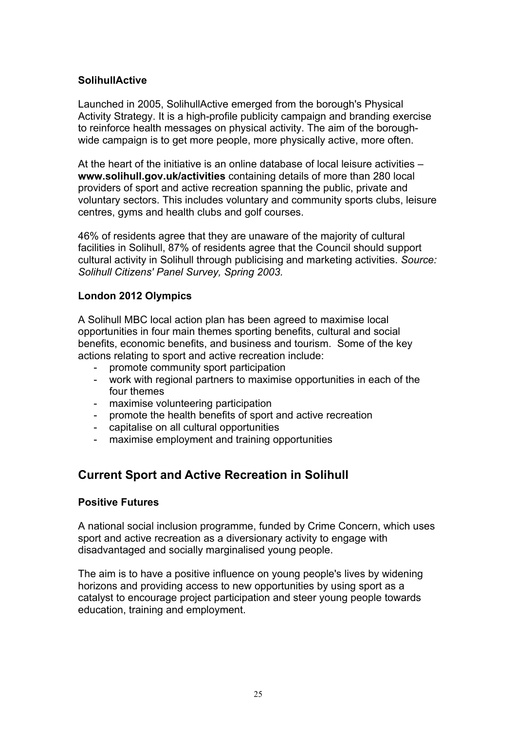### SolihullActive

Launched in 2005, SolihullActive emerged from the borough's Physical Activity Strategy. It is a high-profile publicity campaign and branding exercise to reinforce health messages on physical activity. The aim of the borough-wide campaign is to get more people, more physically active, more often.

At the heart of the initiative is an online database of local leisure activities – **www.solihull.gov.uk/activities** containing details of more than 280 local providers of sport and active recreation spanning the public, private and voluntary sectors. This includes voluntary and community sports clubs, leisure centres, gyms and health clubs and golf courses.

46% of residents agree that they are unaware of the majority of cultural facilities in Solihull, 87% of residents agree that the Council should support cultural activity in Solihull through publicising and marketing activities. *Source: Solihull Citizens' Panel Survey, Spring 2003.*

### London 2012 Olympics

A Solihull MBC local action plan has been agreed to maximise local opportunities in four main themes sporting benefits, cultural and social benefits, economic benefits, and business and tourism. Some of the key actions relating to sport and active recreation include:

- promote community sport participation
- work with regional partners to maximise opportunities in each of the four themes
- maximise volunteering participation
- promote the health benefits of sport and active recreation
- capitalise on all cultural opportunities
- maximise employment and training opportunities

## Current Sport and Active Recreation in Solihull

### Positive Futures

A national social inclusion programme, funded by Crime Concern, which uses sport and active recreation as a diversionary activity to engage with disadvantaged and socially marginalised young people.

The aim is to have a positive influence on young people's lives by widening horizons and providing access to new opportunities by using sport as a catalyst to encourage project participation and steer young people towards education, training and employment.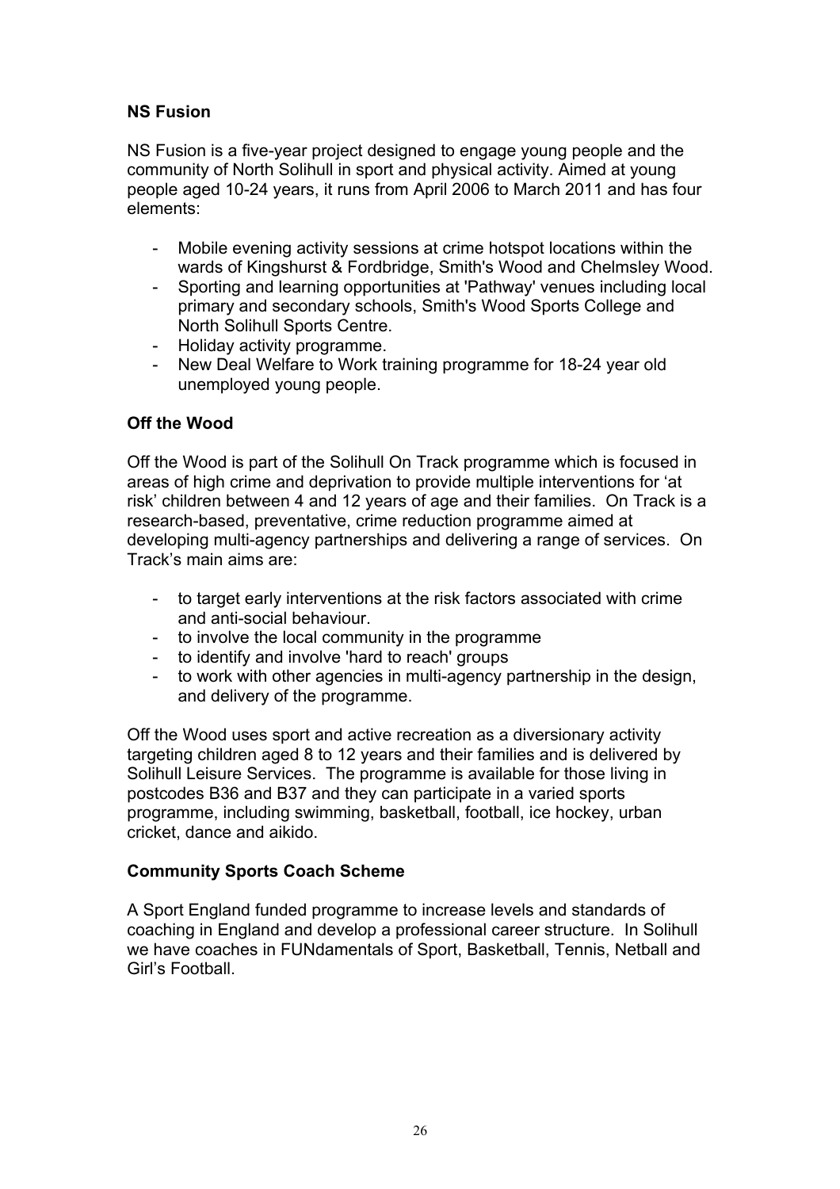**NS Fusion**

NS Fusion is a five-year project designed to engage young people and the community of North Solihull in sport and physical activity. Aimed at young people aged 10-24 years, it runs from April 2006 to March 2011 and has four elements:

- Mobile evening activity sessions at crime hotspot locations within the wards of Kingshurst & Fordbridge, Smith's Wood and Chelmsley Wood.
- Sporting and learning opportunities at 'Pathway' venues including local primary and secondary schools, Smith's Wood Sports College and North Solihull Sports Centre.
- Holiday activity programme.
- New Deal Welfare to Work training programme for 18-24 year old unemployed young people.

**Off the Wood**

Off the Wood is part of the Solihull On Track programme which is focused in areas of high crime and deprivation to provide multiple interventions for 'at risk' children between 4 and 12 years of age and their families. On Track is a research-based, preventative, crime reduction programme aimed at developing multi-agency partnerships and delivering a range of services. On Track's main aims are:

- to target early interventions at the risk factors associated with crime and anti-social behaviour.
- to involve the local community in the programme
- to identify and involve 'hard to reach' groups
- to work with other agencies in multi-agency partnership in the design, and delivery of the programme.

Off the Wood uses sport and active recreation as a diversionary activity targeting children aged 8 to 12 years and their families and is delivered by Solihull Leisure Services. The programme is available for those living in postcodes B36 and B37 and they can participate in a varied sports programme, including swimming, basketball, football, ice hockey, urban cricket, dance and aikido.

**Community Sports Coach Scheme**

A Sport England funded programme to increase levels and standards of coaching in England and develop a professional career structure. In Solihull we have coaches in FUNdamentals of Sport, Basketball, Tennis, Netball and Girl's Football.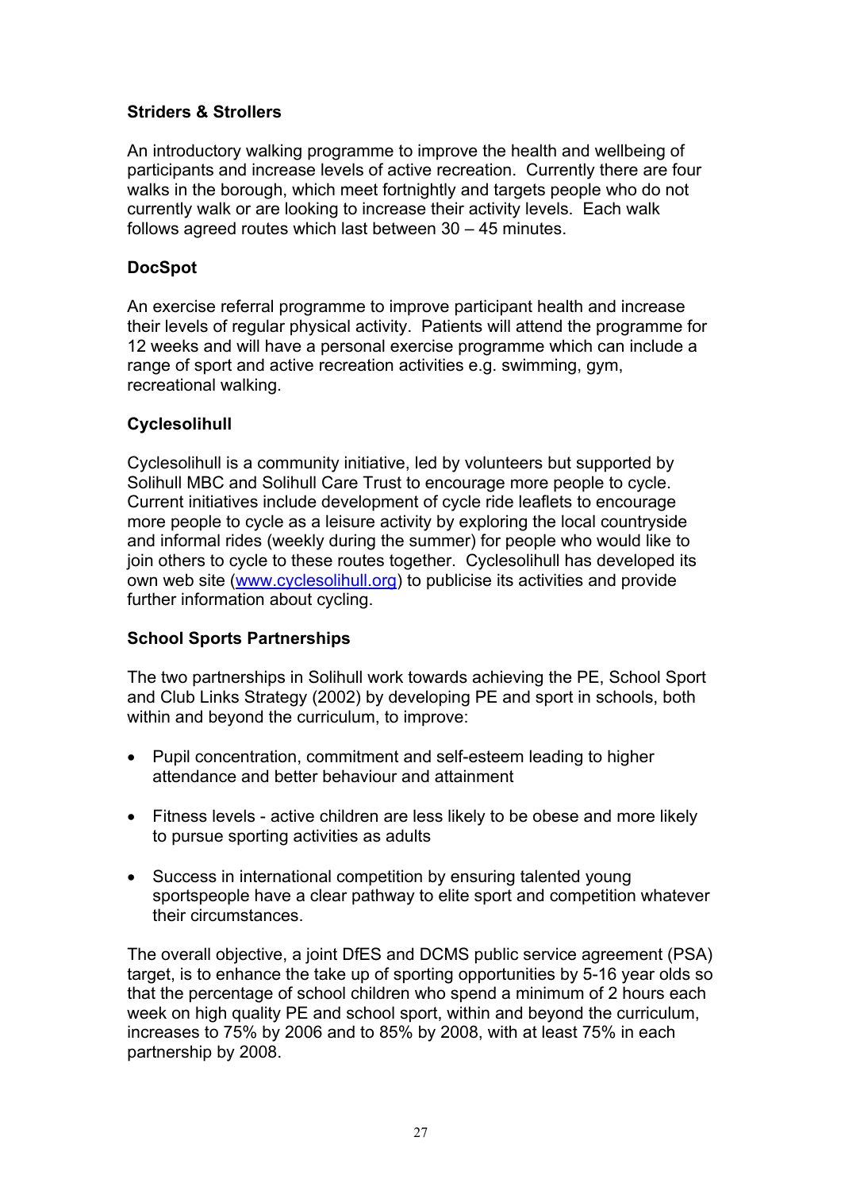**Striders & Strollers**

An introductory walking programme to improve the health and wellbeing of participants and increase levels of active recreation. Currently there are four walks in the borough, which meet fortnightly and targets people who do not currently walk or are looking to increase their activity levels. Each walk follows agreed routes which last between 30 – 45 minutes.

**DocSpot**

An exercise referral programme to improve participant health and increase their levels of regular physical activity. Patients will attend the programme for 12 weeks and will have a personal exercise programme which can include a range of sport and active recreation activities e.g. swimming, gym, recreational walking.

**Cyclesolihull**

Cyclesolihull is a community initiative, led by volunteers but supported by Solihull MBC and Solihull Care Trust to encourage more people to cycle. Current initiatives include development of cycle ride leaflets to encourage more people to cycle as a leisure activity by exploring the local countryside and informal rides (weekly during the summer) for people who would like to join others to cycle to these routes together. Cyclesolihull has developed its own web site (www.cyclesolihull.org) to publicise its activities and provide further information about cycling.

**School Sports Partnerships**

The two partnerships in Solihull work towards achieving the PE, School Sport and Club Links Strategy (2002) by developing PE and sport in schools, both within and beyond the curriculum, to improve:

- Pupil concentration, commitment and self-esteem leading to higher attendance and better behaviour and attainment
- Fitness levels - active children are less likely to be obese and more likely to pursue sporting activities as adults
- Success in international competition by ensuring talented young sportspeople have a clear pathway to elite sport and competition whatever their circumstances.

The overall objective, a joint DfES and DCMS public service agreement (PSA) target, is to enhance the take up of sporting opportunities by 5-16 year olds so that the percentage of school children who spend a minimum of 2 hours each week on high quality PE and school sport, within and beyond the curriculum, increases to 75% by 2006 and to 85% by 2008, with at least 75% in each partnership by 2008.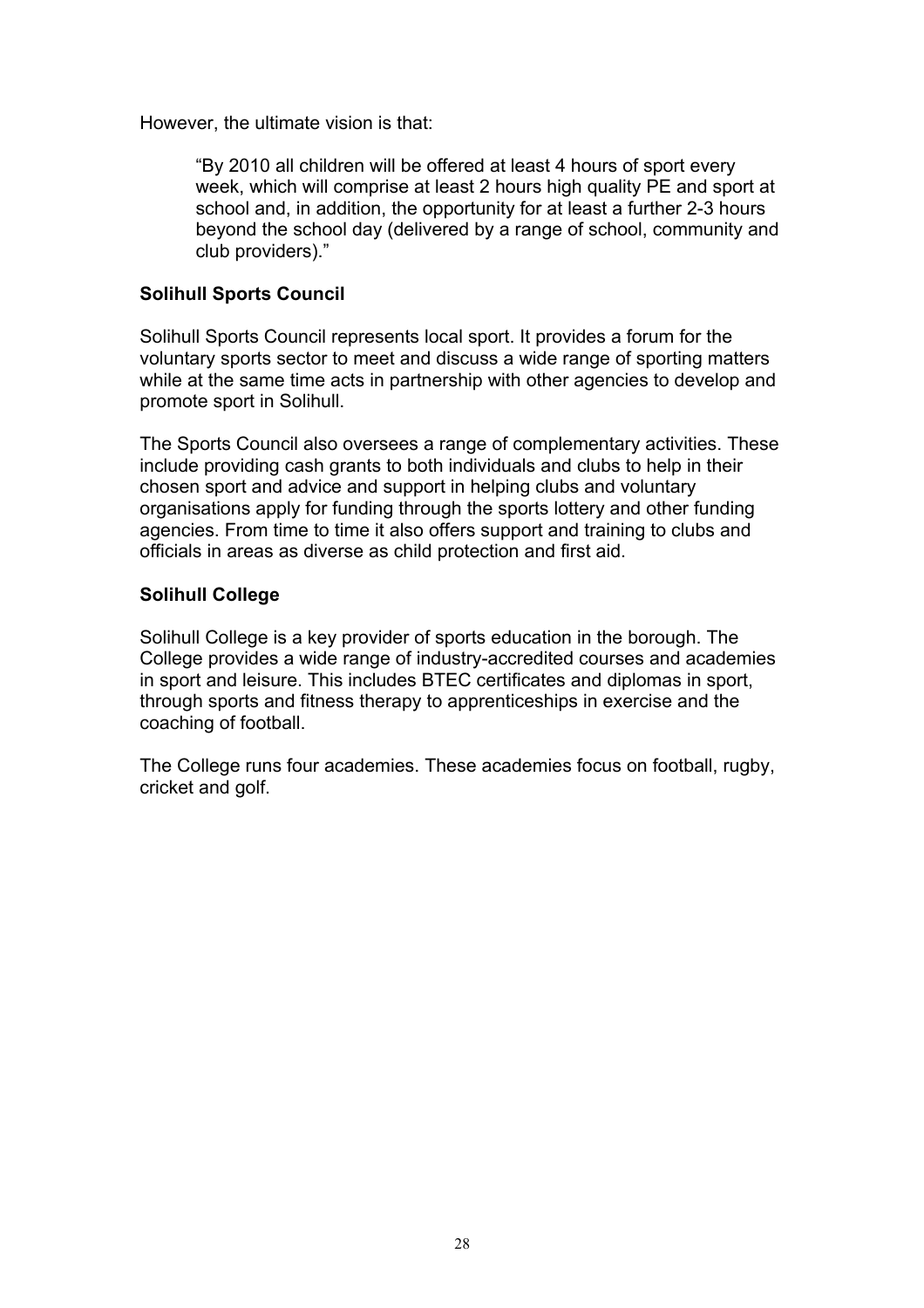However, the ultimate vision is that:

> "By 2010 all children will be offered at least 4 hours of sport every week, which will comprise at least 2 hours high quality PE and sport at school and, in addition, the opportunity for at least a further 2-3 hours beyond the school day (delivered by a range of school, community and club providers)."

**Solihull Sports Council**

Solihull Sports Council represents local sport. It provides a forum for the voluntary sports sector to meet and discuss a wide range of sporting matters while at the same time acts in partnership with other agencies to develop and promote sport in Solihull.

The Sports Council also oversees a range of complementary activities. These include providing cash grants to both individuals and clubs to help in their chosen sport and advice and support in helping clubs and voluntary organisations apply for funding through the sports lottery and other funding agencies. From time to time it also offers support and training to clubs and officials in areas as diverse as child protection and first aid.

**Solihull College**

Solihull College is a key provider of sports education in the borough. The College provides a wide range of industry-accredited courses and academies in sport and leisure. This includes BTEC certificates and diplomas in sport, through sports and fitness therapy to apprenticeships in exercise and the coaching of football.

The College runs four academies. These academies focus on football, rugby, cricket and golf.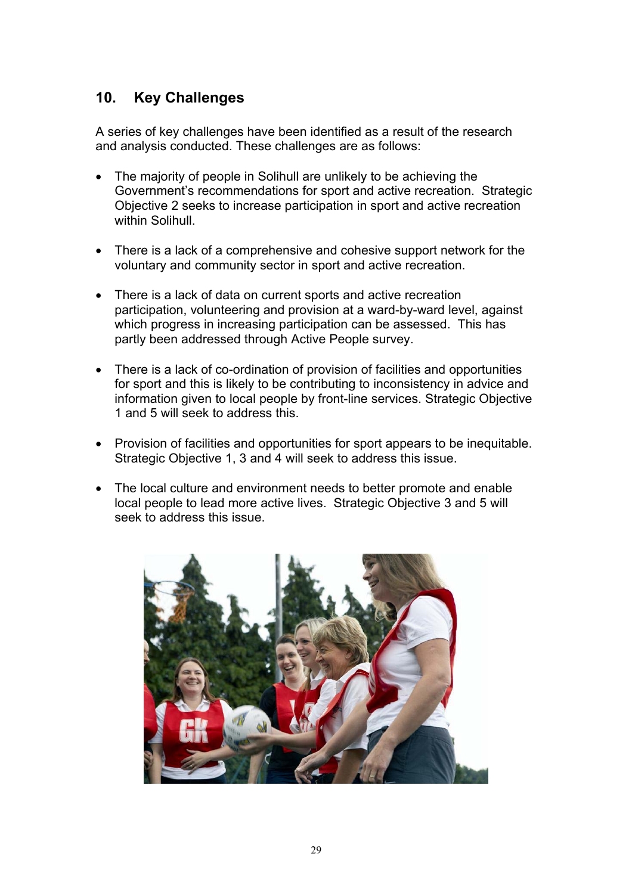## 10. Key Challenges

A series of key challenges have been identified as a result of the research and analysis conducted. These challenges are as follows:

- The majority of people in Solihull are unlikely to be achieving the Government's recommendations for sport and active recreation. Strategic Objective 2 seeks to increase participation in sport and active recreation within Solihull.

- There is a lack of a comprehensive and cohesive support network for the voluntary and community sector in sport and active recreation.

- There is a lack of data on current sports and active recreation participation, volunteering and provision at a ward-by-ward level, against which progress in increasing participation can be assessed. This has partly been addressed through Active People survey.

- There is a lack of co-ordination of provision of facilities and opportunities for sport and this is likely to be contributing to inconsistency in advice and information given to local people by front-line services. Strategic Objective 1 and 5 will seek to address this.

- Provision of facilities and opportunities for sport appears to be inequitable. Strategic Objective 1, 3 and 4 will seek to address this issue.

- The local culture and environment needs to better promote and enable local people to lead more active lives. Strategic Objective 3 and 5 will seek to address this issue.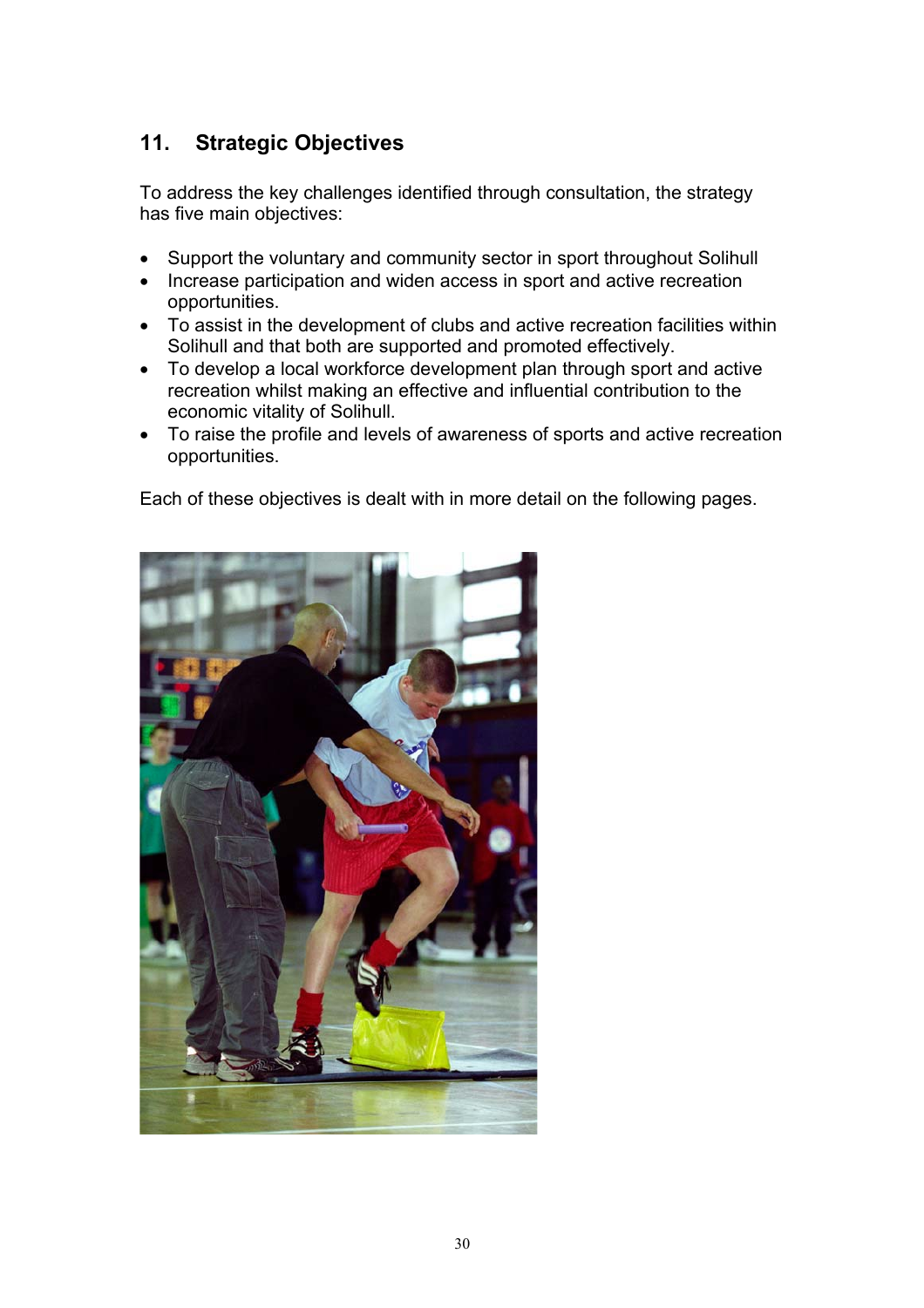## 11. Strategic Objectives

To address the key challenges identified through consultation, the strategy has five main objectives:

- Support the voluntary and community sector in sport throughout Solihull
- Increase participation and widen access in sport and active recreation opportunities.
- To assist in the development of clubs and active recreation facilities within Solihull and that both are supported and promoted effectively.
- To develop a local workforce development plan through sport and active recreation whilst making an effective and influential contribution to the economic vitality of Solihull.
- To raise the profile and levels of awareness of sports and active recreation opportunities.

Each of these objectives is dealt with in more detail on the following pages.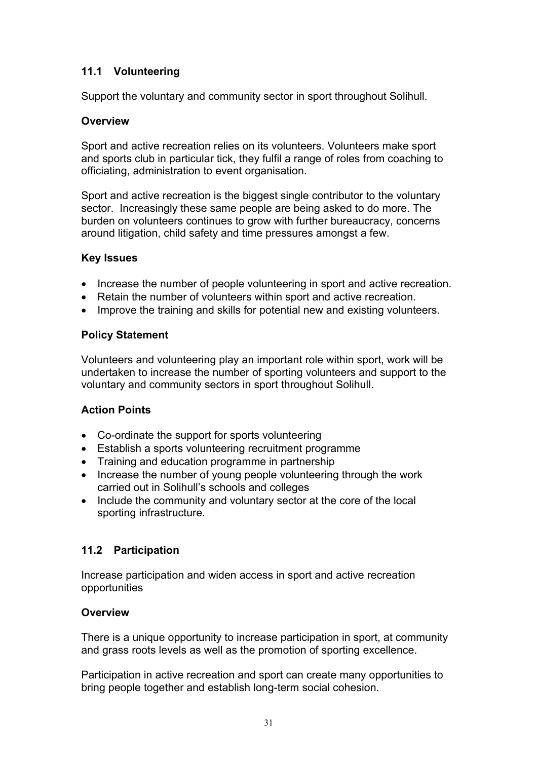## 11.1 Volunteering

Support the voluntary and community sector in sport throughout Solihull.

### Overview

Sport and active recreation relies on its volunteers. Volunteers make sport and sports club in particular tick, they fulfil a range of roles from coaching to officiating, administration to event organisation.

Sport and active recreation is the biggest single contributor to the voluntary sector. Increasingly these same people are being asked to do more. The burden on volunteers continues to grow with further bureaucracy, concerns around litigation, child safety and time pressures amongst a few.

### Key Issues

- Increase the number of people volunteering in sport and active recreation.
- Retain the number of volunteers within sport and active recreation.
- Improve the training and skills for potential new and existing volunteers.

### Policy Statement

Volunteers and volunteering play an important role within sport, work will be undertaken to increase the number of sporting volunteers and support to the voluntary and community sectors in sport throughout Solihull.

### Action Points

- Co-ordinate the support for sports volunteering
- Establish a sports volunteering recruitment programme
- Training and education programme in partnership
- Increase the number of young people volunteering through the work carried out in Solihull's schools and colleges
- Include the community and voluntary sector at the core of the local sporting infrastructure.

## 11.2 Participation

Increase participation and widen access in sport and active recreation opportunities

### Overview

There is a unique opportunity to increase participation in sport, at community and grass roots levels as well as the promotion of sporting excellence.

Participation in active recreation and sport can create many opportunities to bring people together and establish long-term social cohesion.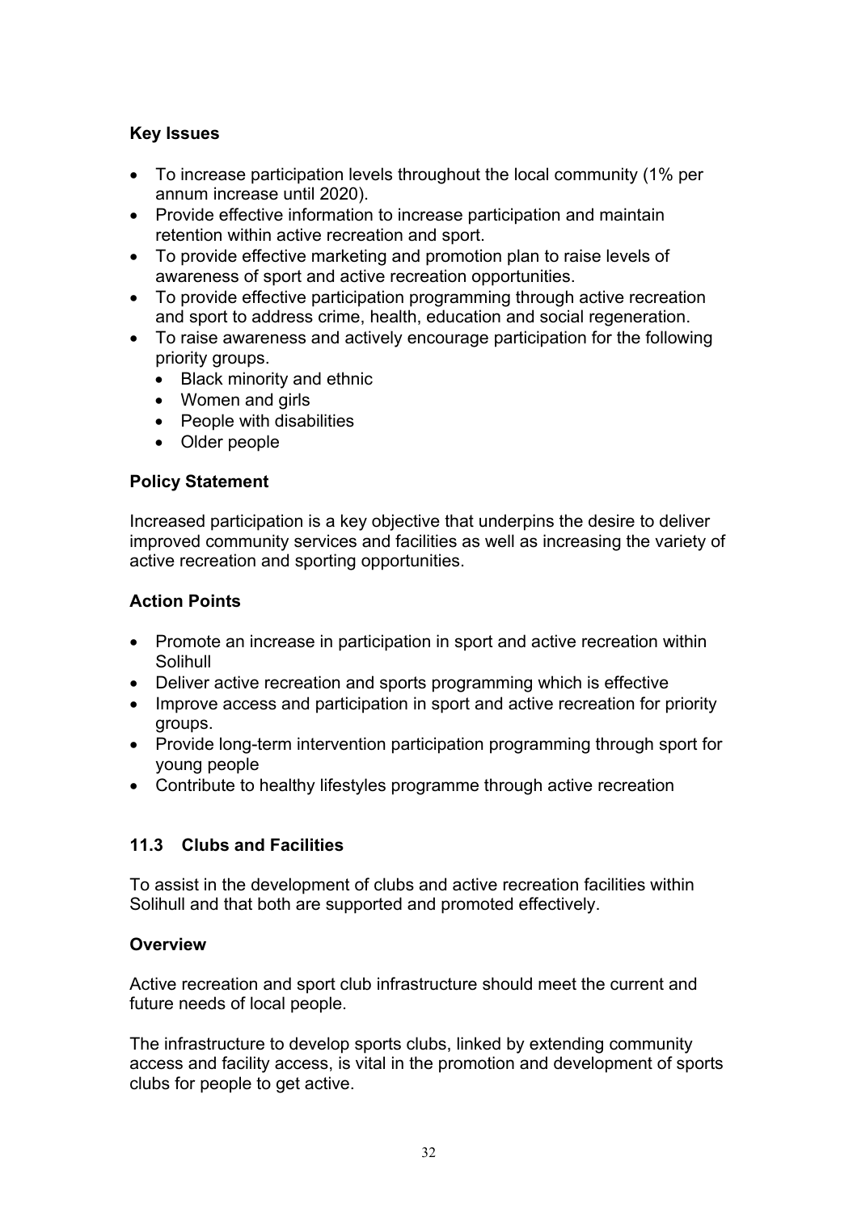**Key Issues**

- To increase participation levels throughout the local community (1% per annum increase until 2020).
- Provide effective information to increase participation and maintain retention within active recreation and sport.
- To provide effective marketing and promotion plan to raise levels of awareness of sport and active recreation opportunities.
- To provide effective participation programming through active recreation and sport to address crime, health, education and social regeneration.
- To raise awareness and actively encourage participation for the following priority groups.
  - Black minority and ethnic
  - Women and girls
  - People with disabilities
  - Older people

**Policy Statement**

Increased participation is a key objective that underpins the desire to deliver improved community services and facilities as well as increasing the variety of active recreation and sporting opportunities.

**Action Points**

- Promote an increase in participation in sport and active recreation within Solihull
- Deliver active recreation and sports programming which is effective
- Improve access and participation in sport and active recreation for priority groups.
- Provide long-term intervention participation programming through sport for young people
- Contribute to healthy lifestyles programme through active recreation

### 11.3 Clubs and Facilities

To assist in the development of clubs and active recreation facilities within Solihull and that both are supported and promoted effectively.

**Overview**

Active recreation and sport club infrastructure should meet the current and future needs of local people.

The infrastructure to develop sports clubs, linked by extending community access and facility access, is vital in the promotion and development of sports clubs for people to get active.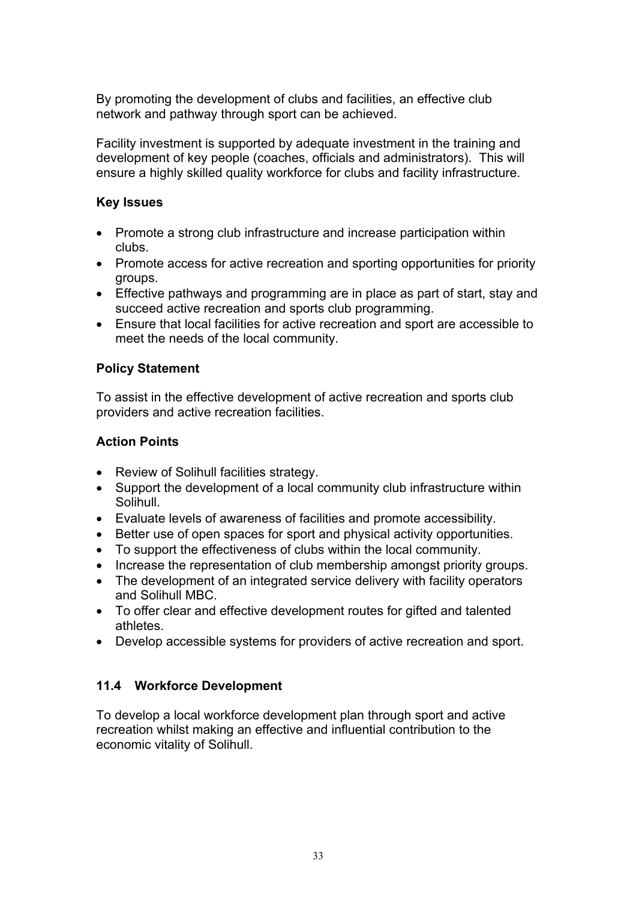By promoting the development of clubs and facilities, an effective club network and pathway through sport can be achieved.

Facility investment is supported by adequate investment in the training and development of key people (coaches, officials and administrators). This will ensure a highly skilled quality workforce for clubs and facility infrastructure.

**Key Issues**

- Promote a strong club infrastructure and increase participation within clubs.
- Promote access for active recreation and sporting opportunities for priority groups.
- Effective pathways and programming are in place as part of start, stay and succeed active recreation and sports club programming.
- Ensure that local facilities for active recreation and sport are accessible to meet the needs of the local community.

**Policy Statement**

To assist in the effective development of active recreation and sports club providers and active recreation facilities.

**Action Points**

- Review of Solihull facilities strategy.
- Support the development of a local community club infrastructure within Solihull.
- Evaluate levels of awareness of facilities and promote accessibility.
- Better use of open spaces for sport and physical activity opportunities.
- To support the effectiveness of clubs within the local community.
- Increase the representation of club membership amongst priority groups.
- The development of an integrated service delivery with facility operators and Solihull MBC.
- To offer clear and effective development routes for gifted and talented athletes.
- Develop accessible systems for providers of active recreation and sport.

### 11.4 Workforce Development

To develop a local workforce development plan through sport and active recreation whilst making an effective and influential contribution to the economic vitality of Solihull.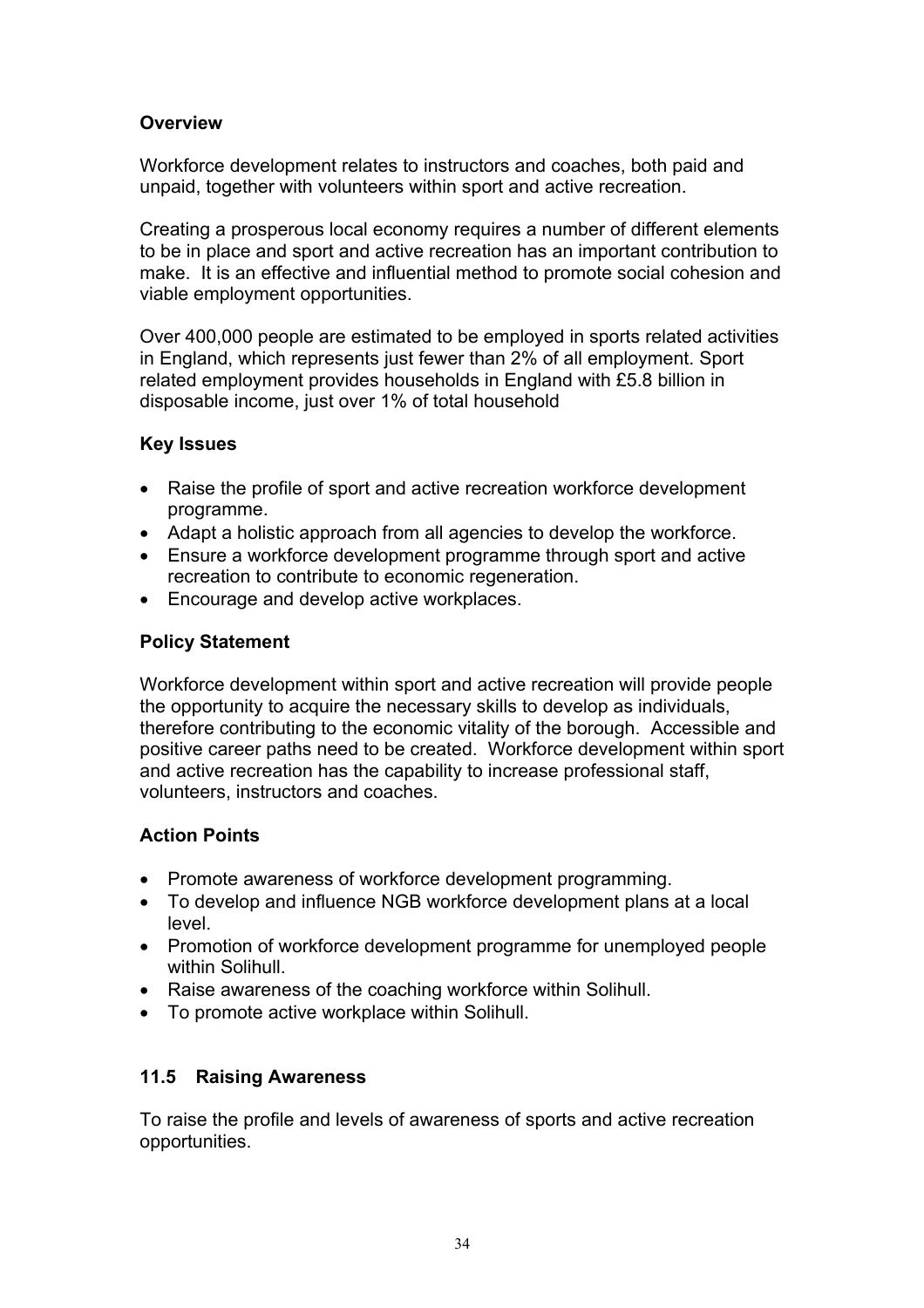**Overview**

Workforce development relates to instructors and coaches, both paid and unpaid, together with volunteers within sport and active recreation.

Creating a prosperous local economy requires a number of different elements to be in place and sport and active recreation has an important contribution to make. It is an effective and influential method to promote social cohesion and viable employment opportunities.

Over 400,000 people are estimated to be employed in sports related activities in England, which represents just fewer than 2% of all employment. Sport related employment provides households in England with £5.8 billion in disposable income, just over 1% of total household

**Key Issues**

- Raise the profile of sport and active recreation workforce development programme.
- Adapt a holistic approach from all agencies to develop the workforce.
- Ensure a workforce development programme through sport and active recreation to contribute to economic regeneration.
- Encourage and develop active workplaces.

**Policy Statement**

Workforce development within sport and active recreation will provide people the opportunity to acquire the necessary skills to develop as individuals, therefore contributing to the economic vitality of the borough. Accessible and positive career paths need to be created. Workforce development within sport and active recreation has the capability to increase professional staff, volunteers, instructors and coaches.

**Action Points**

- Promote awareness of workforce development programming.
- To develop and influence NGB workforce development plans at a local level.
- Promotion of workforce development programme for unemployed people within Solihull.
- Raise awareness of the coaching workforce within Solihull.
- To promote active workplace within Solihull.

### 11.5 Raising Awareness

To raise the profile and levels of awareness of sports and active recreation opportunities.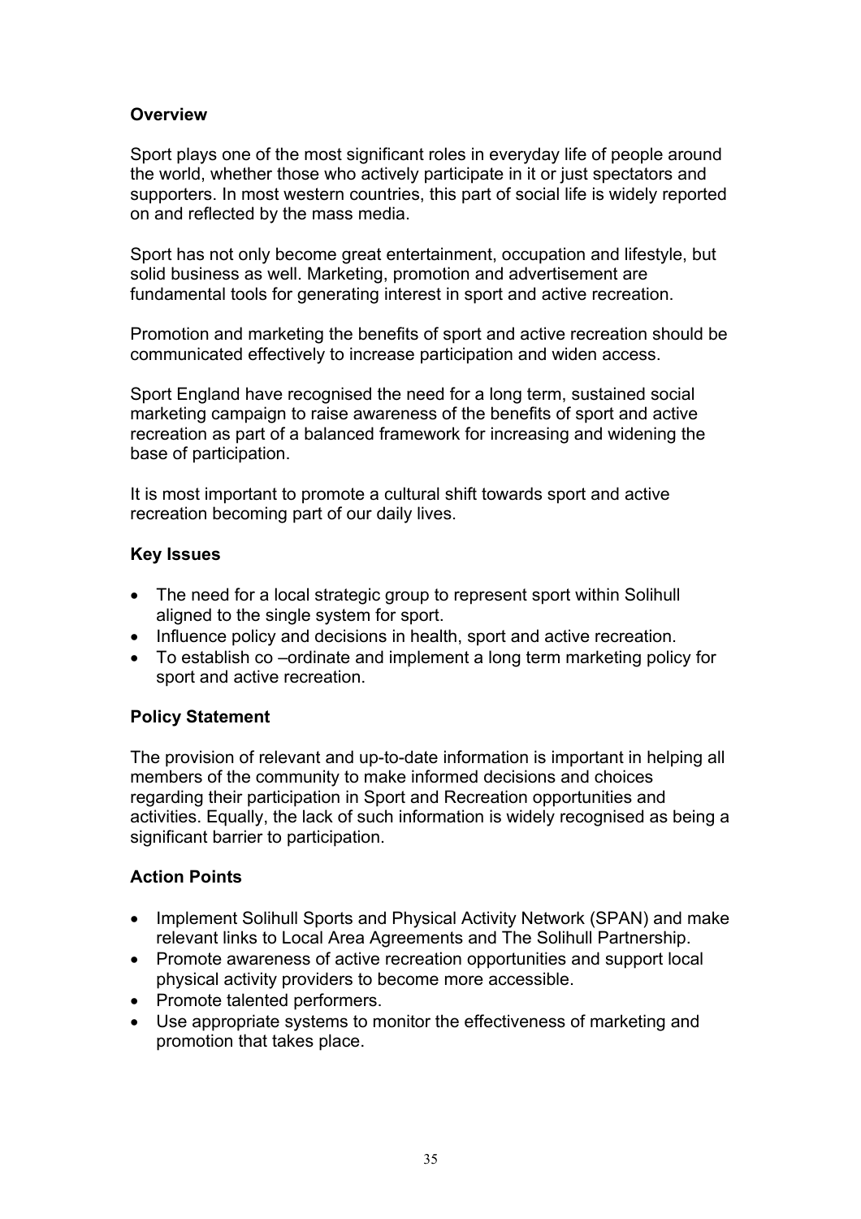**Overview**

Sport plays one of the most significant roles in everyday life of people around the world, whether those who actively participate in it or just spectators and supporters. In most western countries, this part of social life is widely reported on and reflected by the mass media.

Sport has not only become great entertainment, occupation and lifestyle, but solid business as well. Marketing, promotion and advertisement are fundamental tools for generating interest in sport and active recreation.

Promotion and marketing the benefits of sport and active recreation should be communicated effectively to increase participation and widen access.

Sport England have recognised the need for a long term, sustained social marketing campaign to raise awareness of the benefits of sport and active recreation as part of a balanced framework for increasing and widening the base of participation.

It is most important to promote a cultural shift towards sport and active recreation becoming part of our daily lives.

**Key Issues**

- The need for a local strategic group to represent sport within Solihull aligned to the single system for sport.
- Influence policy and decisions in health, sport and active recreation.
- To establish co –ordinate and implement a long term marketing policy for sport and active recreation.

**Policy Statement**

The provision of relevant and up-to-date information is important in helping all members of the community to make informed decisions and choices regarding their participation in Sport and Recreation opportunities and activities. Equally, the lack of such information is widely recognised as being a significant barrier to participation.

**Action Points**

- Implement Solihull Sports and Physical Activity Network (SPAN) and make relevant links to Local Area Agreements and The Solihull Partnership.
- Promote awareness of active recreation opportunities and support local physical activity providers to become more accessible.
- Promote talented performers.
- Use appropriate systems to monitor the effectiveness of marketing and promotion that takes place.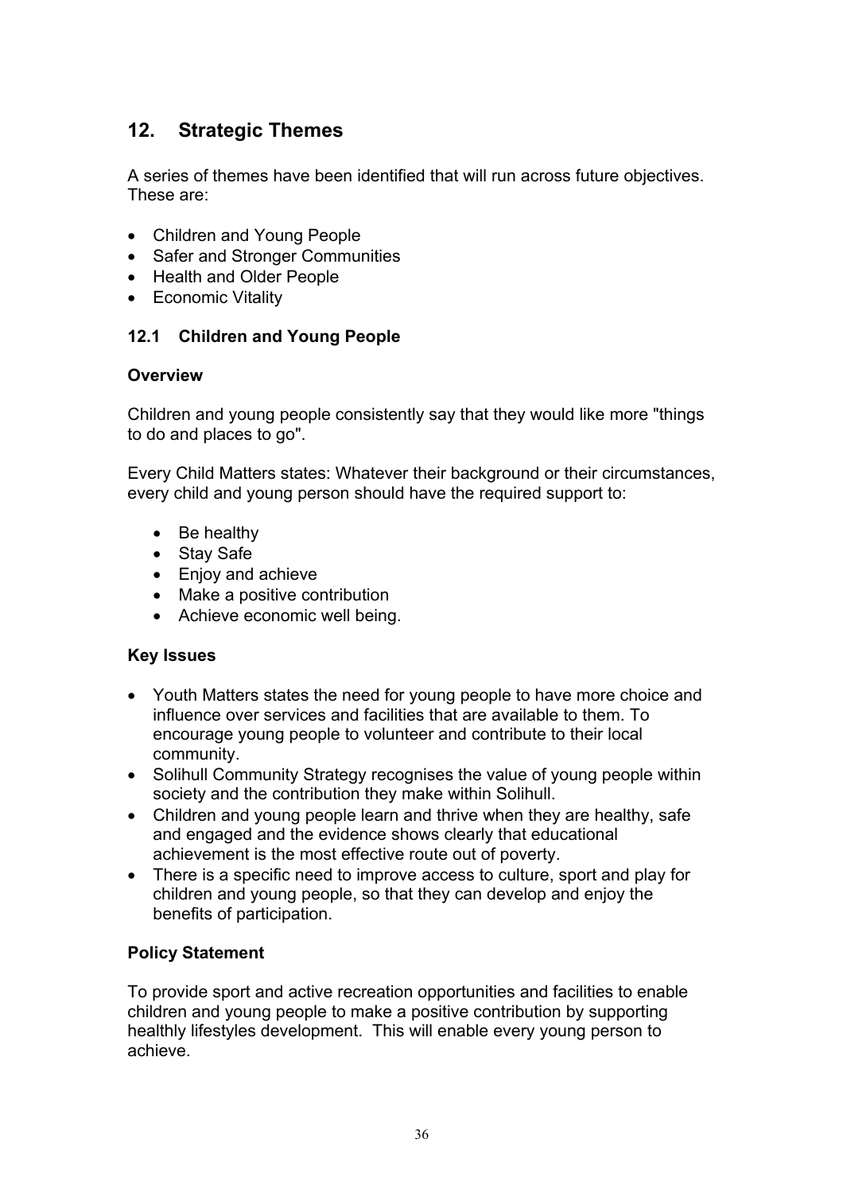## 12. Strategic Themes

A series of themes have been identified that will run across future objectives. These are:

- Children and Young People
- Safer and Stronger Communities
- Health and Older People
- Economic Vitality

### 12.1 Children and Young People

**Overview**

Children and young people consistently say that they would like more "things to do and places to go".

Every Child Matters states: Whatever their background or their circumstances, every child and young person should have the required support to:

- Be healthy
- Stay Safe
- Enjoy and achieve
- Make a positive contribution
- Achieve economic well being.

**Key Issues**

- Youth Matters states the need for young people to have more choice and influence over services and facilities that are available to them. To encourage young people to volunteer and contribute to their local community.
- Solihull Community Strategy recognises the value of young people within society and the contribution they make within Solihull.
- Children and young people learn and thrive when they are healthy, safe and engaged and the evidence shows clearly that educational achievement is the most effective route out of poverty.
- There is a specific need to improve access to culture, sport and play for children and young people, so that they can develop and enjoy the benefits of participation.

**Policy Statement**

To provide sport and active recreation opportunities and facilities to enable children and young people to make a positive contribution by supporting healthly lifestyles development. This will enable every young person to achieve.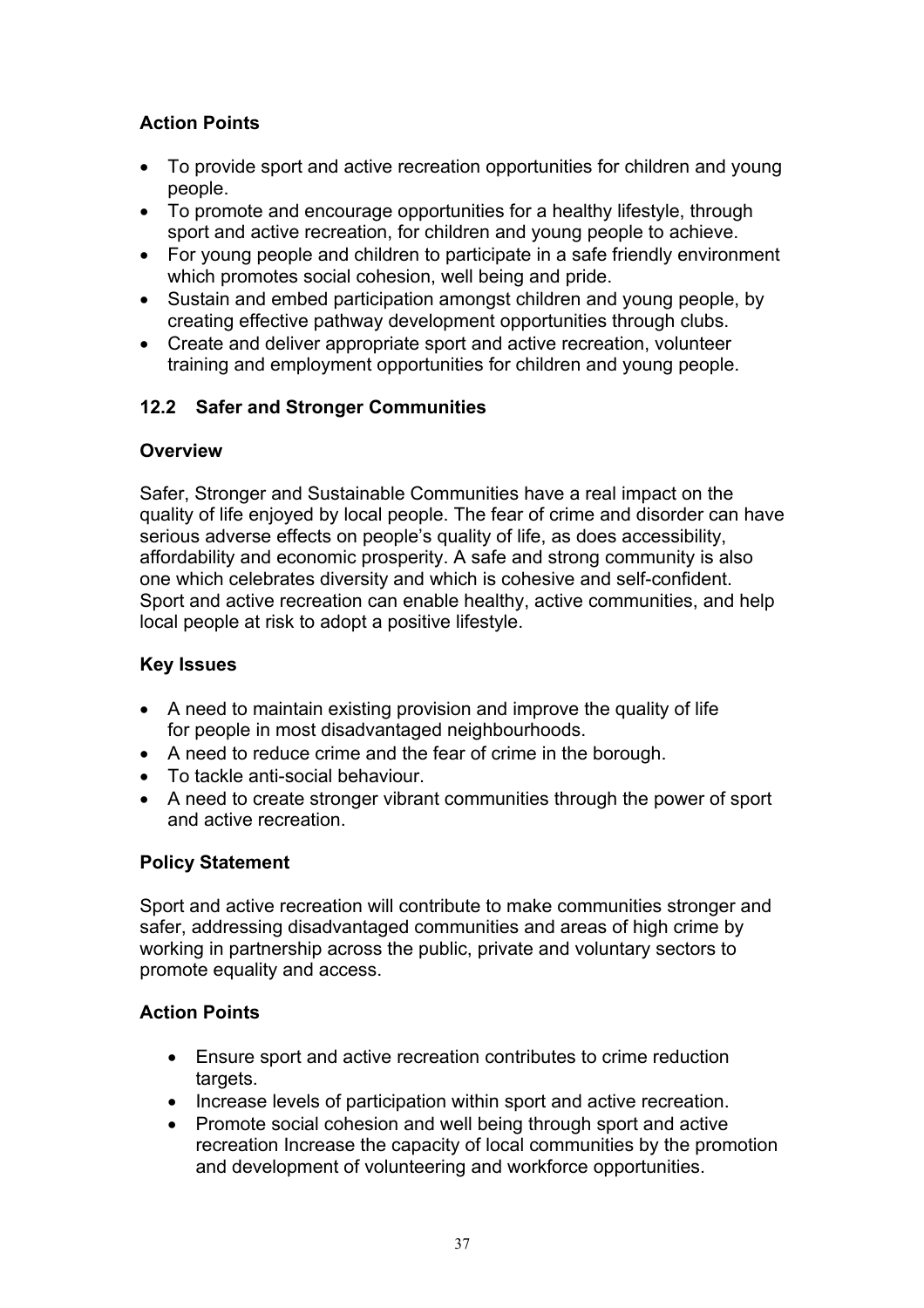**Action Points**

- To provide sport and active recreation opportunities for children and young people.
- To promote and encourage opportunities for a healthy lifestyle, through sport and active recreation, for children and young people to achieve.
- For young people and children to participate in a safe friendly environment which promotes social cohesion, well being and pride.
- Sustain and embed participation amongst children and young people, by creating effective pathway development opportunities through clubs.
- Create and deliver appropriate sport and active recreation, volunteer training and employment opportunities for children and young people.

### 12.2 Safer and Stronger Communities

**Overview**

Safer, Stronger and Sustainable Communities have a real impact on the quality of life enjoyed by local people. The fear of crime and disorder can have serious adverse effects on people's quality of life, as does accessibility, affordability and economic prosperity. A safe and strong community is also one which celebrates diversity and which is cohesive and self-confident. Sport and active recreation can enable healthy, active communities, and help local people at risk to adopt a positive lifestyle.

**Key Issues**

- A need to maintain existing provision and improve the quality of life for people in most disadvantaged neighbourhoods.
- A need to reduce crime and the fear of crime in the borough.
- To tackle anti-social behaviour.
- A need to create stronger vibrant communities through the power of sport and active recreation.

**Policy Statement**

Sport and active recreation will contribute to make communities stronger and safer, addressing disadvantaged communities and areas of high crime by working in partnership across the public, private and voluntary sectors to promote equality and access.

**Action Points**

- Ensure sport and active recreation contributes to crime reduction targets.
- Increase levels of participation within sport and active recreation.
- Promote social cohesion and well being through sport and active recreation Increase the capacity of local communities by the promotion and development of volunteering and workforce opportunities.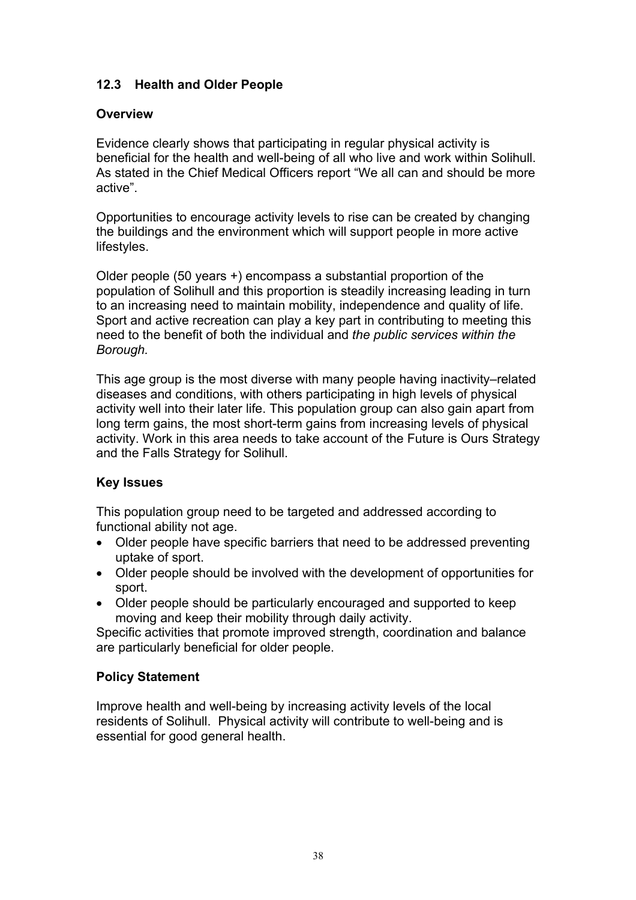## 12.3 Health and Older People

### Overview

Evidence clearly shows that participating in regular physical activity is beneficial for the health and well-being of all who live and work within Solihull. As stated in the Chief Medical Officers report "We all can and should be more active".

Opportunities to encourage activity levels to rise can be created by changing the buildings and the environment which will support people in more active lifestyles.

Older people (50 years +) encompass a substantial proportion of the population of Solihull and this proportion is steadily increasing leading in turn to an increasing need to maintain mobility, independence and quality of life. Sport and active recreation can play a key part in contributing to meeting this need to the benefit of both the individual and *the public services within the Borough.*

This age group is the most diverse with many people having inactivity–related diseases and conditions, with others participating in high levels of physical activity well into their later life. This population group can also gain apart from long term gains, the most short-term gains from increasing levels of physical activity. Work in this area needs to take account of the Future is Ours Strategy and the Falls Strategy for Solihull.

### Key Issues

This population group need to be targeted and addressed according to functional ability not age.

- Older people have specific barriers that need to be addressed preventing uptake of sport.
- Older people should be involved with the development of opportunities for sport.
- Older people should be particularly encouraged and supported to keep moving and keep their mobility through daily activity.

Specific activities that promote improved strength, coordination and balance are particularly beneficial for older people.

### Policy Statement

Improve health and well-being by increasing activity levels of the local residents of Solihull. Physical activity will contribute to well-being and is essential for good general health.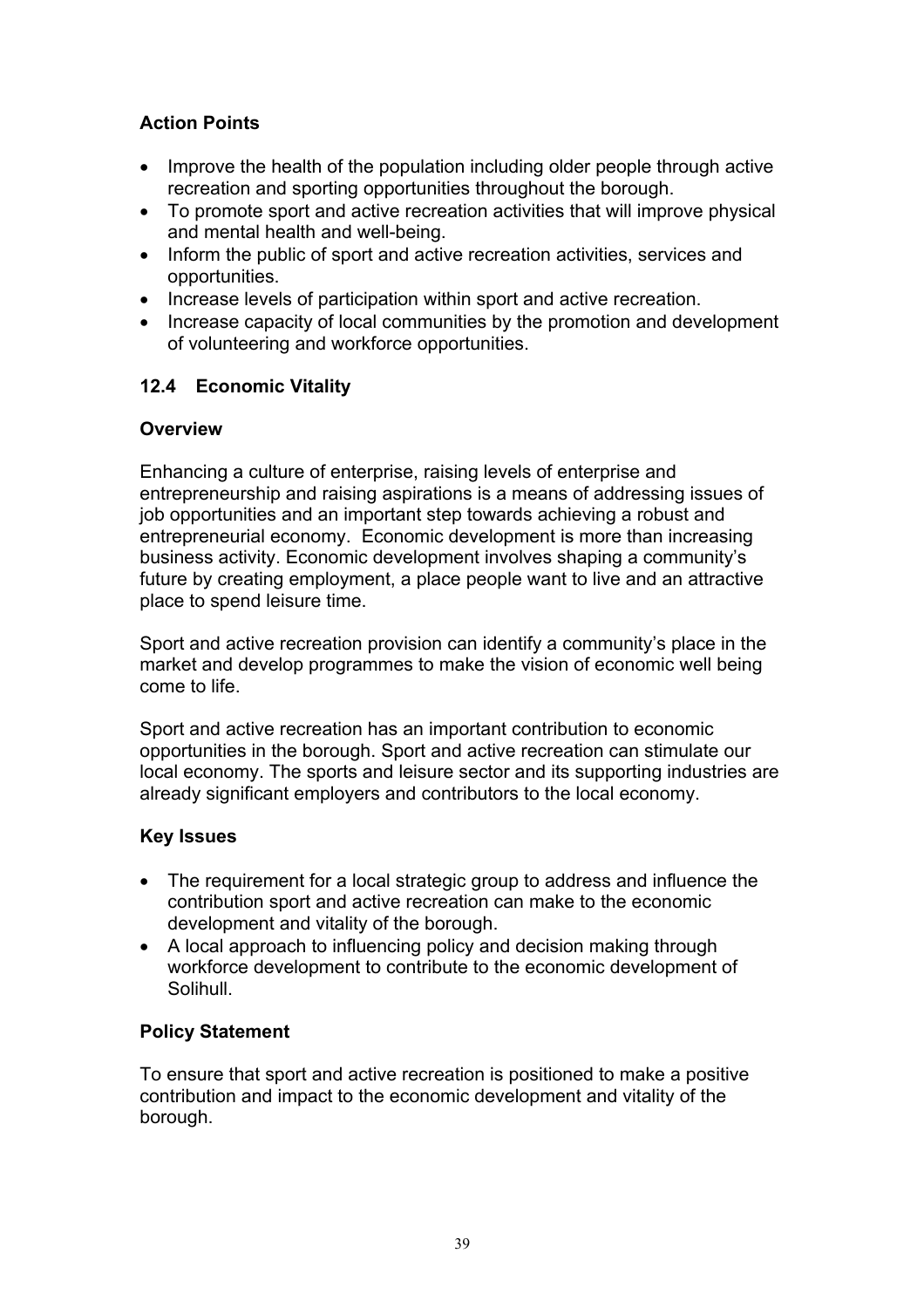**Action Points**

- Improve the health of the population including older people through active recreation and sporting opportunities throughout the borough.
- To promote sport and active recreation activities that will improve physical and mental health and well-being.
- Inform the public of sport and active recreation activities, services and opportunities.
- Increase levels of participation within sport and active recreation.
- Increase capacity of local communities by the promotion and development of volunteering and workforce opportunities.

### 12.4 Economic Vitality

**Overview**

Enhancing a culture of enterprise, raising levels of enterprise and entrepreneurship and raising aspirations is a means of addressing issues of job opportunities and an important step towards achieving a robust and entrepreneurial economy. Economic development is more than increasing business activity. Economic development involves shaping a community's future by creating employment, a place people want to live and an attractive place to spend leisure time.

Sport and active recreation provision can identify a community's place in the market and develop programmes to make the vision of economic well being come to life.

Sport and active recreation has an important contribution to economic opportunities in the borough. Sport and active recreation can stimulate our local economy. The sports and leisure sector and its supporting industries are already significant employers and contributors to the local economy.

**Key Issues**

- The requirement for a local strategic group to address and influence the contribution sport and active recreation can make to the economic development and vitality of the borough.
- A local approach to influencing policy and decision making through workforce development to contribute to the economic development of Solihull.

**Policy Statement**

To ensure that sport and active recreation is positioned to make a positive contribution and impact to the economic development and vitality of the borough.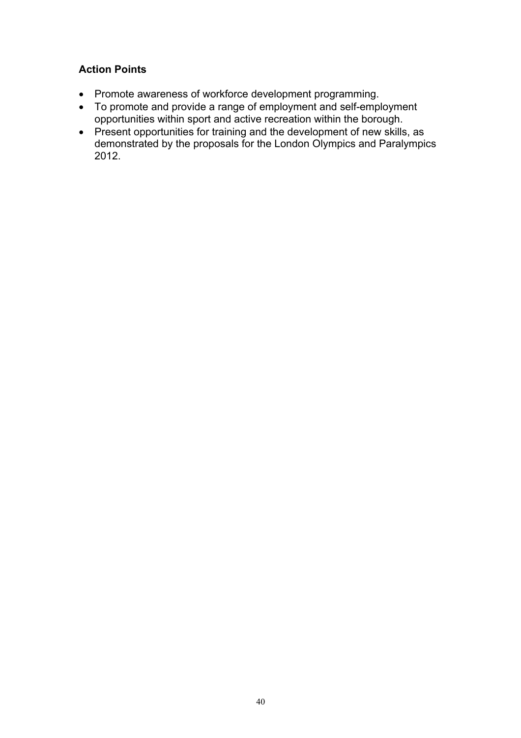**Action Points**

- Promote awareness of workforce development programming.
- To promote and provide a range of employment and self-employment opportunities within sport and active recreation within the borough.
- Present opportunities for training and the development of new skills, as demonstrated by the proposals for the London Olympics and Paralympics 2012.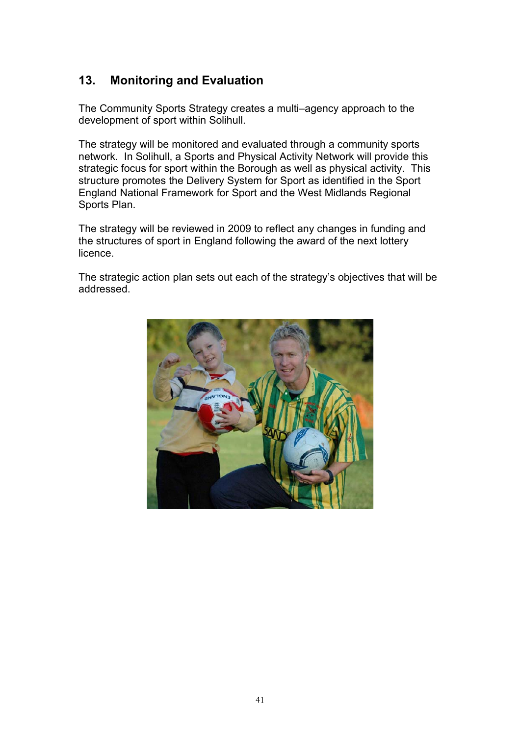## 13. Monitoring and Evaluation

The Community Sports Strategy creates a multi–agency approach to the development of sport within Solihull.

The strategy will be monitored and evaluated through a community sports network. In Solihull, a Sports and Physical Activity Network will provide this strategic focus for sport within the Borough as well as physical activity. This structure promotes the Delivery System for Sport as identified in the Sport England National Framework for Sport and the West Midlands Regional Sports Plan.

The strategy will be reviewed in 2009 to reflect any changes in funding and the structures of sport in England following the award of the next lottery licence.

The strategic action plan sets out each of the strategy's objectives that will be addressed.